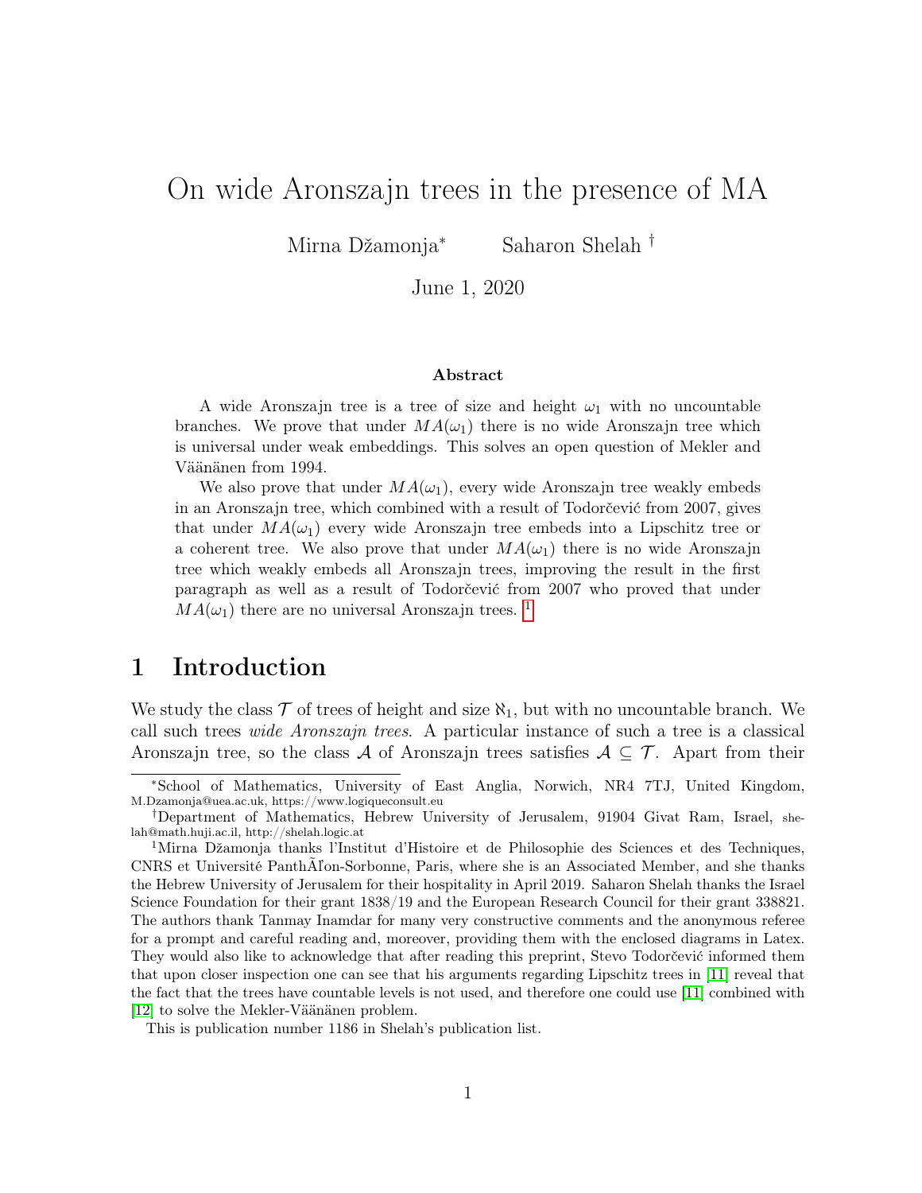# On wide Aronszajn trees in the presence of MA

Mirna Džamonja* Saharon Shelah †

June 1, 2020

### Abstract

A wide Aronszajn tree is a tree of size and height $\omega_1$ with no uncountable branches. We prove that under $MA(\omega_1)$ there is no wide Aronszajn tree which is universal under weak embeddings. This solves an open question of Mekler and Väänänen from 1994.

We also prove that under $MA(\omega_1)$, every wide Aronszajn tree weakly embeds in an Aronszajn tree, which combined with a result of Todorčević from 2007, gives that under $MA(\omega_1)$ every wide Aronszajn tree embeds into a Lipschitz tree or a coherent tree. We also prove that under $MA(\omega_1)$ there is no wide Aronszajn tree which weakly embeds all Aronszajn trees, improving the result in the first paragraph as well as a result of Todorčević from 2007 who proved that under $MA(\omega_1)$ there are no universal Aronszajn trees. [1]

## 1 Introduction

We study the class $\mathcal{T}$ of trees of height and size $\aleph_1$, but with no uncountable branch. We call such trees *wide Aronszajn trees*. A particular instance of such a tree is a classical Aronszajn tree, so the class $\mathcal{A}$ of Aronszajn trees satisfies $\mathcal{A} \subseteq \mathcal{T}$. Apart from their

---

*School of Mathematics, University of East Anglia, Norwich, NR4 7TJ, United Kingdom, M.Dzamonja@uea.ac.uk, https://www.logiqueconsult.eu

†Department of Mathematics, Hebrew University of Jerusalem, 91904 Givat Ram, Israel, shelah@math.huji.ac.il, http://shelah.logic.at

[1] Mirna Džamonja thanks l'Institut d'Histoire et de Philosophie des Sciences et des Techniques, CNRS et Université PanthÃl'on-Sorbonne, Paris, where she is an Associated Member, and she thanks the Hebrew University of Jerusalem for their hospitality in April 2019. Saharon Shelah thanks the Israel Science Foundation for their grant 1838/19 and the European Research Council for their grant 338821. The authors thank Tanmay Inamdar for many very constructive comments and the anonymous referee for a prompt and careful reading and, moreover, providing them with the enclosed diagrams in Latex. They would also like to acknowledge that after reading this preprint, Stevo Todorčević informed them that upon closer inspection one can see that his arguments regarding Lipschitz trees in [11] reveal that the fact that the trees have countable levels is not used, and therefore one could use [11] combined with [12] to solve the Mekler-Väänänen problem.

This is publication number 1186 in Shelah's publication list.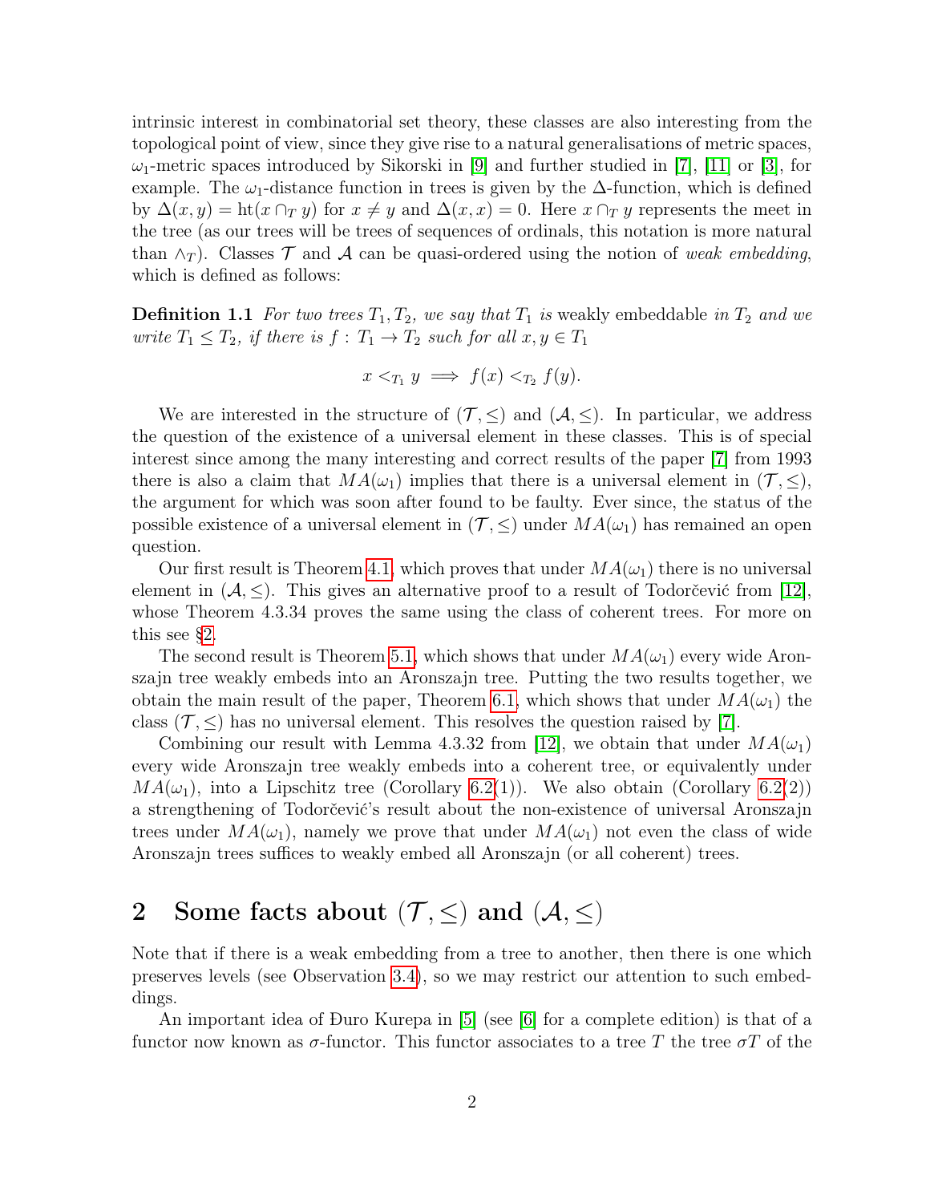intrinsic interest in combinatorial set theory, these classes are also interesting from the topological point of view, since they give rise to a natural generalisations of metric spaces, $\omega_1$-metric spaces introduced by Sikorski in [9] and further studied in [7], [11] or [3], for example. The $\omega_1$-distance function in trees is given by the $\Delta$-function, which is defined by $\Delta(x,y) = \mathrm{ht}(x \cap_T y)$ for $x \neq y$ and $\Delta(x,x) = 0$. Here $x \cap_T y$ represents the meet in the tree (as our trees will be trees of sequences of ordinals, this notation is more natural than $\wedge_T$). Classes $\mathcal{T}$ and $\mathcal{A}$ can be quasi-ordered using the notion of *weak embedding*, which is defined as follows:

**Definition 1.1** *For two trees $T_1, T_2$, we say that $T_1$ is* weakly embeddable *in $T_2$ and we write $T_1 \leq T_2$, if there is $f : T_1 \to T_2$ such for all $x, y \in T_1$*

$$x <_{T_1} y \implies f(x) <_{T_2} f(y).$$

We are interested in the structure of $(\mathcal{T}, \leq)$ and $(\mathcal{A}, \leq)$. In particular, we address the question of the existence of a universal element in these classes. This is of special interest since among the many interesting and correct results of the paper [7] from 1993 there is also a claim that $MA(\omega_1)$ implies that there is a universal element in $(\mathcal{T}, \leq)$, the argument for which was soon after found to be faulty. Ever since, the status of the possible existence of a universal element in $(\mathcal{T}, \leq)$ under $MA(\omega_1)$ has remained an open question.

Our first result is Theorem 4.1, which proves that under $MA(\omega_1)$ there is no universal element in $(\mathcal{A}, \leq)$. This gives an alternative proof to a result of Todorčević from [12], whose Theorem 4.3.34 proves the same using the class of coherent trees. For more on this see §2.

The second result is Theorem 5.1, which shows that under $MA(\omega_1)$ every wide Aronszajn tree weakly embeds into an Aronszajn tree. Putting the two results together, we obtain the main result of the paper, Theorem 6.1, which shows that under $MA(\omega_1)$ the class $(\mathcal{T}, \leq)$ has no universal element. This resolves the question raised by [7].

Combining our result with Lemma 4.3.32 from [12], we obtain that under $MA(\omega_1)$ every wide Aronszajn tree weakly embeds into a coherent tree, or equivalently under $MA(\omega_1)$, into a Lipschitz tree (Corollary 6.2(1)). We also obtain (Corollary 6.2(2)) a strengthening of Todorčević's result about the non-existence of universal Aronszajn trees under $MA(\omega_1)$, namely we prove that under $MA(\omega_1)$ not even the class of wide Aronszajn trees suffices to weakly embed all Aronszajn (or all coherent) trees.

## 2 Some facts about $(\mathcal{T}, \leq)$ and $(\mathcal{A}, \leq)$

Note that if there is a weak embedding from a tree to another, then there is one which preserves levels (see Observation 3.4), so we may restrict our attention to such embeddings.

An important idea of Đuro Kurepa in [5] (see [6] for a complete edition) is that of a functor now known as $\sigma$-functor. This functor associates to a tree $T$ the tree $\sigma T$ of the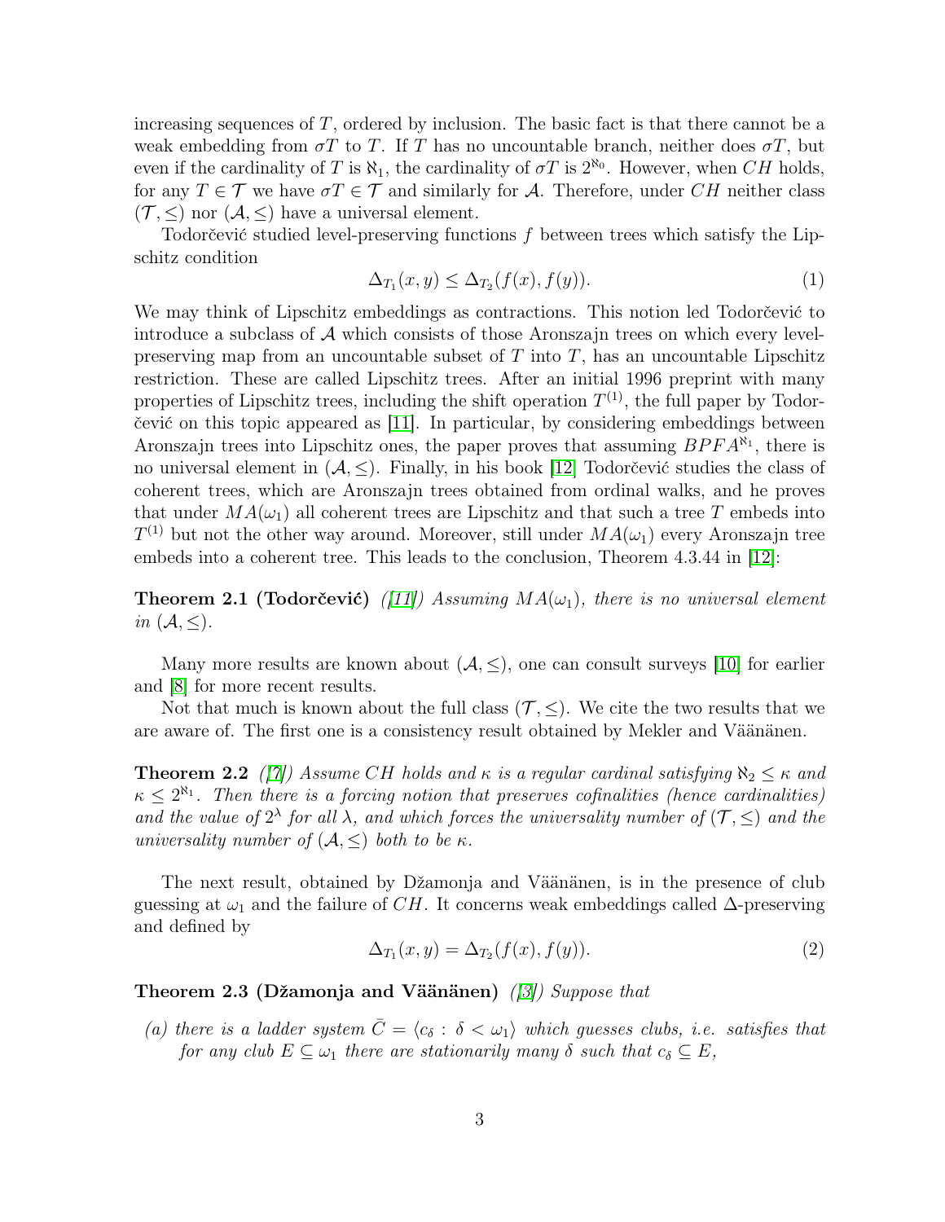increasing sequences of $T$, ordered by inclusion. The basic fact is that there cannot be a weak embedding from $\sigma T$ to $T$. If $T$ has no uncountable branch, neither does $\sigma T$, but even if the cardinality of $T$ is $\aleph_1$, the cardinality of $\sigma T$ is $2^{\aleph_0}$. However, when $CH$ holds, for any $T \in \mathcal{T}$ we have $\sigma T \in \mathcal{T}$ and similarly for $\mathcal{A}$. Therefore, under $CH$ neither class $(\mathcal{T}, \leq)$ nor $(\mathcal{A}, \leq)$ have a universal element.

Todorčević studied level-preserving functions $f$ between trees which satisfy the Lipschitz condition

$$\Delta_{T_1}(x, y) \leq \Delta_{T_2}(f(x), f(y)). \tag{1}$$

We may think of Lipschitz embeddings as contractions. This notion led Todorčević to introduce a subclass of $\mathcal{A}$ which consists of those Aronszajn trees on which every level-preserving map from an uncountable subset of $T$ into $T$, has an uncountable Lipschitz restriction. These are called Lipschitz trees. After an initial 1996 preprint with many properties of Lipschitz trees, including the shift operation $T^{(1)}$, the full paper by Todorčević on this topic appeared as [11]. In particular, by considering embeddings between Aronszajn trees into Lipschitz ones, the paper proves that assuming $BPFA^{\aleph_1}$, there is no universal element in $(\mathcal{A}, \leq)$. Finally, in his book [12] Todorčević studies the class of coherent trees, which are Aronszajn trees obtained from ordinal walks, and he proves that under $MA(\omega_1)$ all coherent trees are Lipschitz and that such a tree $T$ embeds into $T^{(1)}$ but not the other way around. Moreover, still under $MA(\omega_1)$ every Aronszajn tree embeds into a coherent tree. This leads to the conclusion, Theorem 4.3.44 in [12]:

**Theorem 2.1 (Todorčević)** *([11]) Assuming $MA(\omega_1)$, there is no universal element in $(\mathcal{A}, \leq)$.*

Many more results are known about $(\mathcal{A}, \leq)$, one can consult surveys [10] for earlier and [8] for more recent results.

Not that much is known about the full class $(\mathcal{T}, \leq)$. We cite the two results that we are aware of. The first one is a consistency result obtained by Mekler and Väänänen.

**Theorem 2.2** *([7]) Assume $CH$ holds and $\kappa$ is a regular cardinal satisfying $\aleph_2 \leq \kappa$ and $\kappa \leq 2^{\aleph_1}$. Then there is a forcing notion that preserves cofinalities (hence cardinalities) and the value of $2^\lambda$ for all $\lambda$, and which forces the universality number of $(\mathcal{T}, \leq)$ and the universality number of $(\mathcal{A}, \leq)$ both to be $\kappa$.*

The next result, obtained by Džamonja and Väänänen, is in the presence of club guessing at $\omega_1$ and the failure of $CH$. It concerns weak embeddings called $\Delta$-preserving and defined by

$$\Delta_{T_1}(x, y) = \Delta_{T_2}(f(x), f(y)). \tag{2}$$

**Theorem 2.3 (Džamonja and Väänänen)** *([3]) Suppose that*

*(a) there is a ladder system $\bar{C} = \langle c_\delta : \delta < \omega_1 \rangle$ which guesses clubs, i.e. satisfies that for any club $E \subseteq \omega_1$ there are stationarily many $\delta$ such that $c_\delta \subseteq E$,*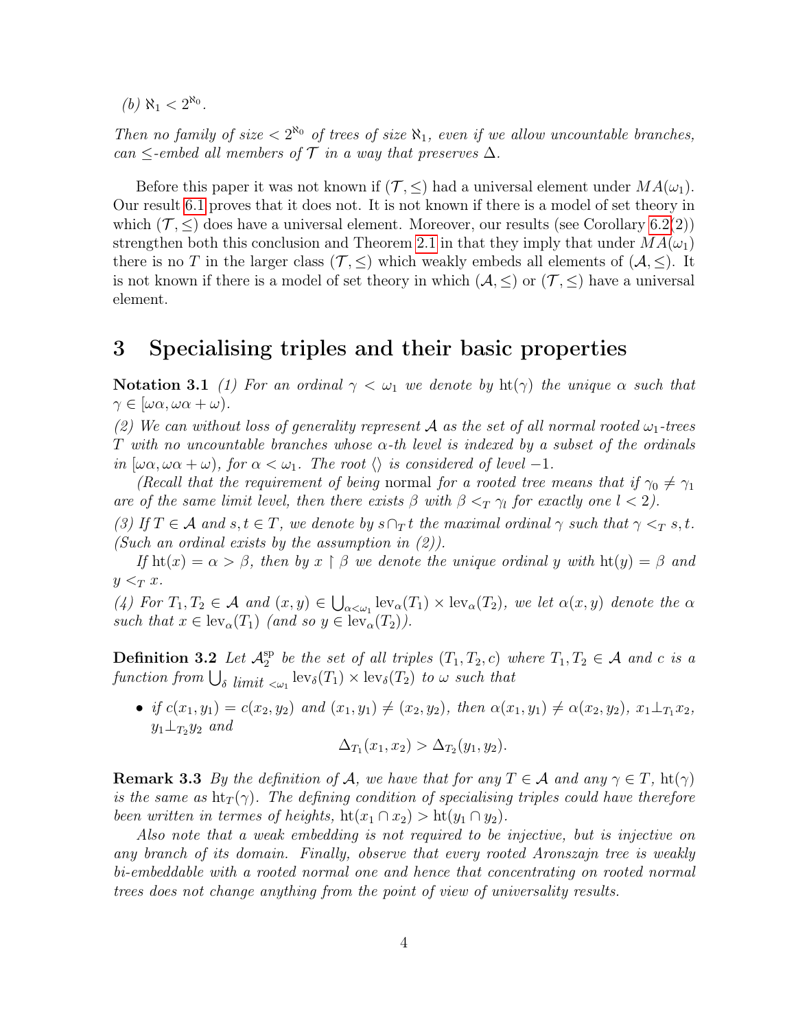*(b)* $\aleph_1 < 2^{\aleph_0}$.

*Then no family of size $< 2^{\aleph_0}$ of trees of size $\aleph_1$, even if we allow uncountable branches, can $\le$-embed all members of $\mathcal{T}$ in a way that preserves $\Delta$.*

Before this paper it was not known if $(\mathcal{T}, \le)$ had a universal element under $MA(\omega_1)$. Our result 6.1 proves that it does not. It is not known if there is a model of set theory in which $(\mathcal{T}, \le)$ does have a universal element. Moreover, our results (see Corollary 6.2(2)) strengthen both this conclusion and Theorem 2.1 in that they imply that under $MA(\omega_1)$ there is no $T$ in the larger class $(\mathcal{T}, \le)$ which weakly embeds all elements of $(\mathcal{A}, \le)$. It is not known if there is a model of set theory in which $(\mathcal{A}, \le)$ or $(\mathcal{T}, \le)$ have a universal element.

# 3 Specialising triples and their basic properties

**Notation 3.1** *(1) For an ordinal $\gamma < \omega_1$ we denote by $\mathrm{ht}(\gamma)$ the unique $\alpha$ such that $\gamma \in [\omega\alpha, \omega\alpha + \omega)$.*

*(2) We can without loss of generality represent $\mathcal{A}$ as the set of all normal rooted $\omega_1$-trees $T$ with no uncountable branches whose $\alpha$-th level is indexed by a subset of the ordinals in $[\omega\alpha, \omega\alpha + \omega)$, for $\alpha < \omega_1$. The root $\langle\rangle$ is considered of level $-1$.*

*(Recall that the requirement of being* normal *for a rooted tree means that if $\gamma_0 \ne \gamma_1$ are of the same limit level, then there exists $\beta$ with $\beta <_T \gamma_l$ for exactly one $l < 2$).*

*(3) If $T \in \mathcal{A}$ and $s, t \in T$, we denote by $s \cap_T t$ the maximal ordinal $\gamma$ such that $\gamma <_T s, t$. (Such an ordinal exists by the assumption in (2)).*

*If $\mathrm{ht}(x) = \alpha > \beta$, then by $x \restriction \beta$ we denote the unique ordinal $y$ with $\mathrm{ht}(y) = \beta$ and $y <_T x$.*

*(4) For $T_1, T_2 \in \mathcal{A}$ and $(x, y) \in \bigcup_{\alpha<\omega_1} \mathrm{lev}_\alpha(T_1) \times \mathrm{lev}_\alpha(T_2)$, we let $\alpha(x, y)$ denote the $\alpha$ such that $x \in \mathrm{lev}_\alpha(T_1)$ (and so $y \in \mathrm{lev}_\alpha(T_2)$).*

**Definition 3.2** *Let $\mathcal{A}_2^{\mathrm{sp}}$ be the set of all triples $(T_1, T_2, c)$ where $T_1, T_2 \in \mathcal{A}$ and $c$ is a function from $\bigcup_{\delta \text{ limit } <\omega_1} \mathrm{lev}_\delta(T_1) \times \mathrm{lev}_\delta(T_2)$ to $\omega$ such that*

- *if $c(x_1, y_1) = c(x_2, y_2)$ and $(x_1, y_1) \ne (x_2, y_2)$, then $\alpha(x_1, y_1) \ne \alpha(x_2, y_2)$, $x_1 \perp_{T_1} x_2$, $y_1 \perp_{T_2} y_2$ and*

$$\Delta_{T_1}(x_1, x_2) > \Delta_{T_2}(y_1, y_2).$$

**Remark 3.3** *By the definition of $\mathcal{A}$, we have that for any $T \in \mathcal{A}$ and any $\gamma \in T$, $\mathrm{ht}(\gamma)$ is the same as $\mathrm{ht}_T(\gamma)$. The defining condition of specialising triples could have therefore been written in termes of heights, $\mathrm{ht}(x_1 \cap x_2) > \mathrm{ht}(y_1 \cap y_2)$.*

*Also note that a weak embedding is not required to be injective, but is injective on any branch of its domain. Finally, observe that every rooted Aronszajn tree is weakly bi-embeddable with a rooted normal one and hence that concentrating on rooted normal trees does not change anything from the point of view of universality results.*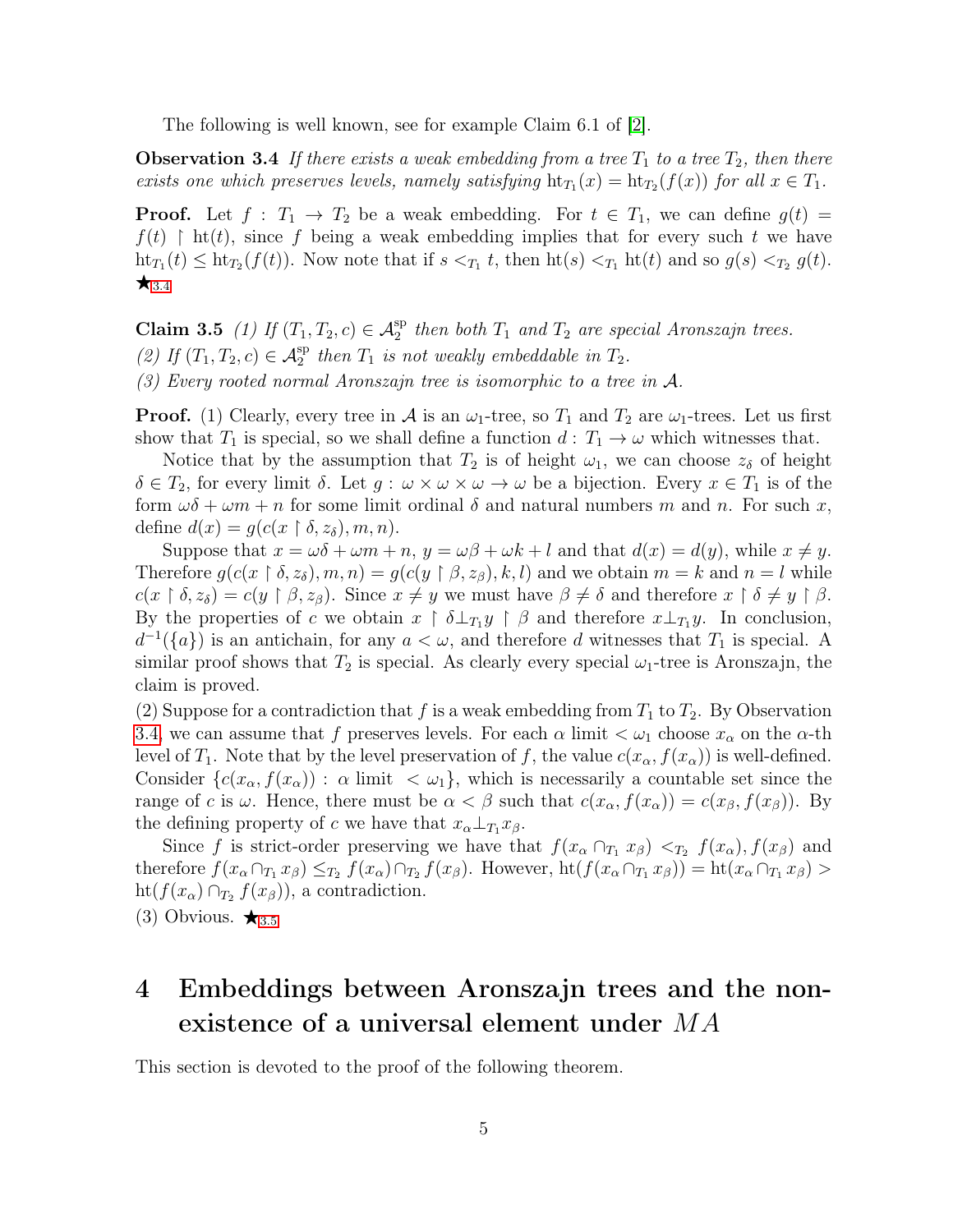The following is well known, see for example Claim 6.1 of [2].

**Observation 3.4** *If there exists a weak embedding from a tree $T_1$ to a tree $T_2$, then there exists one which preserves levels, namely satisfying $\mathrm{ht}_{T_1}(x) = \mathrm{ht}_{T_2}(f(x))$ for all $x \in T_1$.*

**Proof.** Let $f : T_1 \to T_2$ be a weak embedding. For $t \in T_1$, we can define $g(t) = f(t) \restriction \mathrm{ht}(t)$, since $f$ being a weak embedding implies that for every such $t$ we have $\mathrm{ht}_{T_1}(t) \le \mathrm{ht}_{T_2}(f(t))$. Now note that if $s <_{T_1} t$, then $\mathrm{ht}(s) <_{T_1} \mathrm{ht}(t)$ and so $g(s) <_{T_2} g(t)$. $\bigstar_{3.4}$

**Claim 3.5** *(1) If $(T_1, T_2, c) \in \mathcal{A}_2^{\mathrm{sp}}$ then both $T_1$ and $T_2$ are special Aronszajn trees.*
*(2) If $(T_1, T_2, c) \in \mathcal{A}_2^{\mathrm{sp}}$ then $T_1$ is not weakly embeddable in $T_2$.*
*(3) Every rooted normal Aronszajn tree is isomorphic to a tree in $\mathcal{A}$.*

**Proof.** (1) Clearly, every tree in $\mathcal{A}$ is an $\omega_1$-tree, so $T_1$ and $T_2$ are $\omega_1$-trees. Let us first show that $T_1$ is special, so we shall define a function $d : T_1 \to \omega$ which witnesses that.

Notice that by the assumption that $T_2$ is of height $\omega_1$, we can choose $z_\delta$ of height $\delta \in T_2$, for every limit $\delta$. Let $g : \omega \times \omega \times \omega \to \omega$ be a bijection. Every $x \in T_1$ is of the form $\omega\delta + \omega m + n$ for some limit ordinal $\delta$ and natural numbers $m$ and $n$. For such $x$, define $d(x) = g(c(x \restriction \delta, z_\delta), m, n)$.

Suppose that $x = \omega\delta + \omega m + n$, $y = \omega\beta + \omega k + l$ and that $d(x) = d(y)$, while $x \ne y$. Therefore $g(c(x \restriction \delta, z_\delta), m, n) = g(c(y \restriction \beta, z_\beta), k, l)$ and we obtain $m = k$ and $n = l$ while $c(x \restriction \delta, z_\delta) = c(y \restriction \beta, z_\beta)$. Since $x \ne y$ we must have $\beta \ne \delta$ and therefore $x \restriction \delta \ne y \restriction \beta$. By the properties of $c$ we obtain $x \restriction \delta \perp_{T_1} y \restriction \beta$ and therefore $x \perp_{T_1} y$. In conclusion, $d^{-1}(\{a\})$ is an antichain, for any $a < \omega$, and therefore $d$ witnesses that $T_1$ is special. A similar proof shows that $T_2$ is special. As clearly every special $\omega_1$-tree is Aronszajn, the claim is proved.

(2) Suppose for a contradiction that $f$ is a weak embedding from $T_1$ to $T_2$. By Observation 3.4, we can assume that $f$ preserves levels. For each $\alpha$ limit $< \omega_1$ choose $x_\alpha$ on the $\alpha$-th level of $T_1$. Note that by the level preservation of $f$, the value $c(x_\alpha, f(x_\alpha))$ is well-defined. Consider $\{c(x_\alpha, f(x_\alpha)) : \alpha \text{ limit } < \omega_1\}$, which is necessarily a countable set since the range of $c$ is $\omega$. Hence, there must be $\alpha < \beta$ such that $c(x_\alpha, f(x_\alpha)) = c(x_\beta, f(x_\beta))$. By the defining property of $c$ we have that $x_\alpha \perp_{T_1} x_\beta$.

Since $f$ is strict-order preserving we have that $f(x_\alpha \cap_{T_1} x_\beta) <_{T_2} f(x_\alpha), f(x_\beta)$ and therefore $f(x_\alpha \cap_{T_1} x_\beta) \le_{T_2} f(x_\alpha) \cap_{T_2} f(x_\beta)$. However, $\mathrm{ht}(f(x_\alpha \cap_{T_1} x_\beta)) = \mathrm{ht}(x_\alpha \cap_{T_1} x_\beta) > \mathrm{ht}(f(x_\alpha) \cap_{T_2} f(x_\beta))$, a contradiction.

(3) Obvious. $\bigstar_{3.5}$

# 4 Embeddings between Aronszajn trees and the non-existence of a universal element under $MA$

This section is devoted to the proof of the following theorem.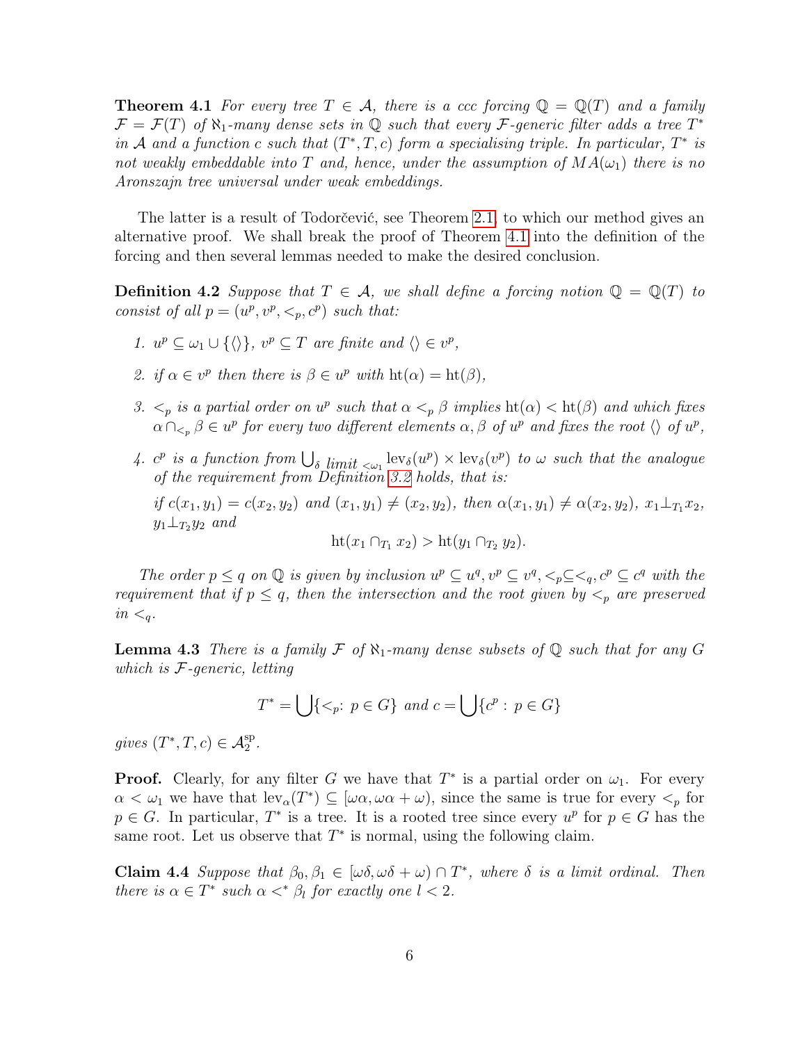**Theorem 4.1** *For every tree $T \in \mathcal{A}$, there is a ccc forcing $\mathbb{Q} = \mathbb{Q}(T)$ and a family $\mathcal{F} = \mathcal{F}(T)$ of $\aleph_1$-many dense sets in $\mathbb{Q}$ such that every $\mathcal{F}$-generic filter adds a tree $T^*$ in $\mathcal{A}$ and a function $c$ such that $(T^*, T, c)$ form a specialising triple. In particular, $T^*$ is not weakly embeddable into $T$ and, hence, under the assumption of $MA(\omega_1)$ there is no Aronszajn tree universal under weak embeddings.*

The latter is a result of Todorčević, see Theorem 2.1, to which our method gives an alternative proof. We shall break the proof of Theorem 4.1 into the definition of the forcing and then several lemmas needed to make the desired conclusion.

**Definition 4.2** *Suppose that $T \in \mathcal{A}$, we shall define a forcing notion $\mathbb{Q} = \mathbb{Q}(T)$ to consist of all $p = (u^p, v^p, <_p, c^p)$ such that:*

1. *$u^p \subseteq \omega_1 \cup \{\langle\rangle\}$, $v^p \subseteq T$ are finite and $\langle\rangle \in v^p$,*
2. *if $\alpha \in v^p$ then there is $\beta \in u^p$ with $\mathrm{ht}(\alpha) = \mathrm{ht}(\beta)$,*
3. *$<_p$ is a partial order on $u^p$ such that $\alpha <_p \beta$ implies $\mathrm{ht}(\alpha) < \mathrm{ht}(\beta)$ and which fixes $\alpha \cap_{<_p} \beta \in u^p$ for every two different elements $\alpha, \beta$ of $u^p$ and fixes the root $\langle\rangle$ of $u^p$,*
4. *$c^p$ is a function from $\bigcup_{\delta \text{ limit } <\omega_1} \mathrm{lev}_\delta(u^p) \times \mathrm{lev}_\delta(v^p)$ to $\omega$ such that the analogue of the requirement from Definition 3.2 holds, that is:*

   *if $c(x_1, y_1) = c(x_2, y_2)$ and $(x_1, y_1) \neq (x_2, y_2)$, then $\alpha(x_1, y_1) \neq \alpha(x_2, y_2)$, $x_1 \perp_{T_1} x_2$, $y_1 \perp_{T_2} y_2$ and*
   $$\mathrm{ht}(x_1 \cap_{T_1} x_2) > \mathrm{ht}(y_1 \cap_{T_2} y_2).$$

*The order $p \leq q$ on $\mathbb{Q}$ is given by inclusion $u^p \subseteq u^q, v^p \subseteq v^q, <_p \subseteq <_q, c^p \subseteq c^q$ with the requirement that if $p \leq q$, then the intersection and the root given by $<_p$ are preserved in $<_q$.*

**Lemma 4.3** *There is a family $\mathcal{F}$ of $\aleph_1$-many dense subsets of $\mathbb{Q}$ such that for any $G$ which is $\mathcal{F}$-generic, letting*

$$T^* = \bigcup\{<_p : p \in G\} \text{ and } c = \bigcup\{c^p : p \in G\}$$

*gives $(T^*, T, c) \in \mathcal{A}_2^{\mathrm{sp}}$.*

**Proof.** Clearly, for any filter $G$ we have that $T^*$ is a partial order on $\omega_1$. For every $\alpha < \omega_1$ we have that $\mathrm{lev}_\alpha(T^*) \subseteq [\omega\alpha, \omega\alpha + \omega)$, since the same is true for every $<_p$ for $p \in G$. In particular, $T^*$ is a tree. It is a rooted tree since every $u^p$ for $p \in G$ has the same root. Let us observe that $T^*$ is normal, using the following claim.

**Claim 4.4** *Suppose that $\beta_0, \beta_1 \in [\omega\delta, \omega\delta + \omega) \cap T^*$, where $\delta$ is a limit ordinal. Then there is $\alpha \in T^*$ such $\alpha <^* \beta_l$ for exactly one $l < 2$.*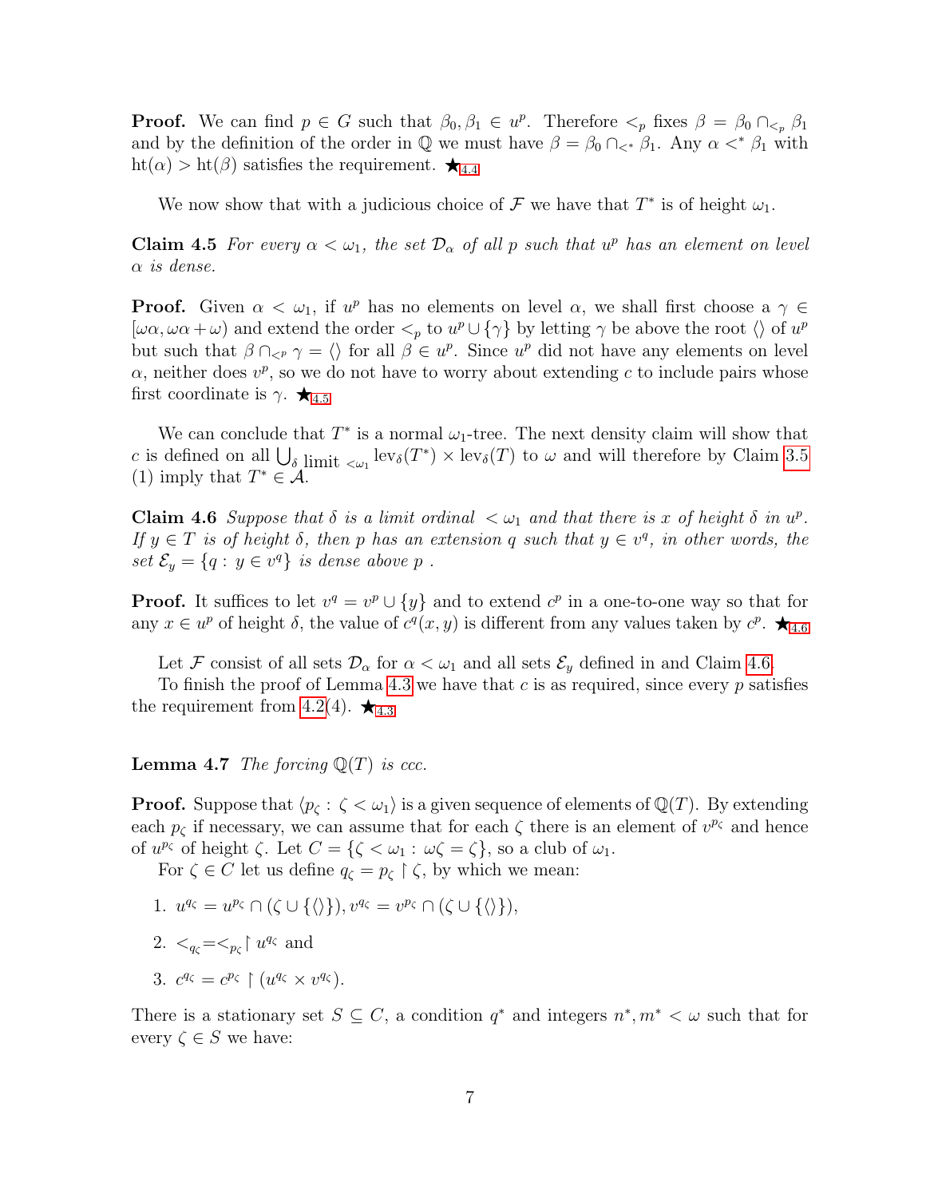**Proof.** We can find $p \in G$ such that $\beta_0, \beta_1 \in u^p$. Therefore $<_p$ fixes $\beta = \beta_0 \cap_{<_p} \beta_1$ and by the definition of the order in $\mathbb{Q}$ we must have $\beta = \beta_0 \cap_{<^*} \beta_1$. Any $\alpha <^* \beta_1$ with $\mathrm{ht}(\alpha) > \mathrm{ht}(\beta)$ satisfies the requirement. $\bigstar_{4.4}$

We now show that with a judicious choice of $\mathcal{F}$ we have that $T^*$ is of height $\omega_1$.

**Claim 4.5** *For every $\alpha < \omega_1$, the set $\mathcal{D}_\alpha$ of all $p$ such that $u^p$ has an element on level $\alpha$ is dense.*

**Proof.** Given $\alpha < \omega_1$, if $u^p$ has no elements on level $\alpha$, we shall first choose a $\gamma \in [\omega\alpha, \omega\alpha + \omega)$ and extend the order $<_p$ to $u^p \cup \{\gamma\}$ by letting $\gamma$ be above the root $\langle\rangle$ of $u^p$ but such that $\beta \cap_{<^p} \gamma = \langle\rangle$ for all $\beta \in u^p$. Since $u^p$ did not have any elements on level $\alpha$, neither does $v^p$, so we do not have to worry about extending $c$ to include pairs whose first coordinate is $\gamma$. $\bigstar_{4.5}$

We can conclude that $T^*$ is a normal $\omega_1$-tree. The next density claim will show that $c$ is defined on all $\bigcup_{\delta \text{ limit } <\omega_1} \mathrm{lev}_\delta(T^*) \times \mathrm{lev}_\delta(T)$ to $\omega$ and will therefore by Claim 3.5 (1) imply that $T^* \in \mathcal{A}$.

**Claim 4.6** *Suppose that $\delta$ is a limit ordinal $< \omega_1$ and that there is $x$ of height $\delta$ in $u^p$. If $y \in T$ is of height $\delta$, then $p$ has an extension $q$ such that $y \in v^q$, in other words, the set $\mathcal{E}_y = \{q : y \in v^q\}$ is dense above $p$ .*

**Proof.** It suffices to let $v^q = v^p \cup \{y\}$ and to extend $c^p$ in a one-to-one way so that for any $x \in u^p$ of height $\delta$, the value of $c^q(x, y)$ is different from any values taken by $c^p$. $\bigstar_{4.6}$

Let $\mathcal{F}$ consist of all sets $\mathcal{D}_\alpha$ for $\alpha < \omega_1$ and all sets $\mathcal{E}_y$ defined in and Claim 4.6.

To finish the proof of Lemma 4.3 we have that $c$ is as required, since every $p$ satisfies the requirement from 4.2(4). $\bigstar_{4.3}$

**Lemma 4.7** *The forcing $\mathbb{Q}(T)$ is ccc.*

**Proof.** Suppose that $\langle p_\zeta : \zeta < \omega_1 \rangle$ is a given sequence of elements of $\mathbb{Q}(T)$. By extending each $p_\zeta$ if necessary, we can assume that for each $\zeta$ there is an element of $v^{p_\zeta}$ and hence of $u^{p_\zeta}$ of height $\zeta$. Let $C = \{\zeta < \omega_1 : \omega\zeta = \zeta\}$, so a club of $\omega_1$.

For $\zeta \in C$ let us define $q_\zeta = p_\zeta \restriction \zeta$, by which we mean:

1. $u^{q_\zeta} = u^{p_\zeta} \cap (\zeta \cup \{\langle\rangle\})$, $v^{q_\zeta} = v^{p_\zeta} \cap (\zeta \cup \{\langle\rangle\})$,
2. $<_{q_\zeta} = <_{p_\zeta} \restriction u^{q_\zeta}$ and
3. $c^{q_\zeta} = c^{p_\zeta} \restriction (u^{q_\zeta} \times v^{q_\zeta})$.

There is a stationary set $S \subseteq C$, a condition $q^*$ and integers $n^*, m^* < \omega$ such that for every $\zeta \in S$ we have: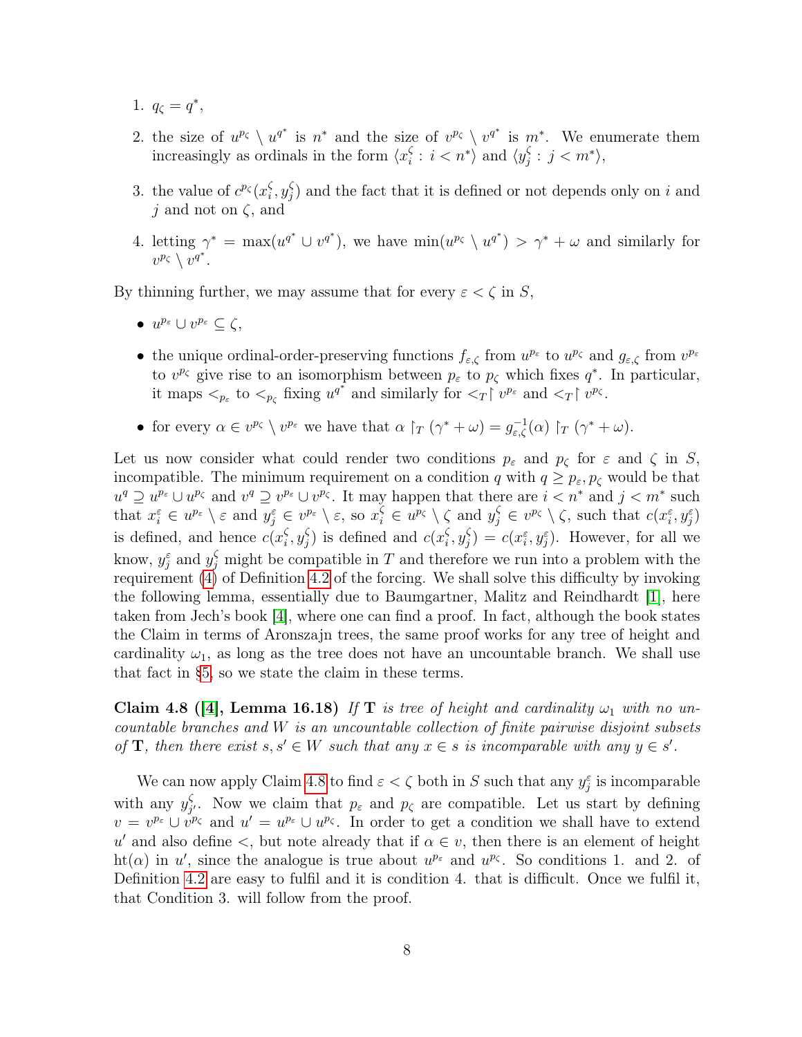1. $q_\zeta = q^*$,

2. the size of $u^{p_\zeta} \setminus u^{q^*}$ is $n^*$ and the size of $v^{p_\zeta} \setminus v^{q^*}$ is $m^*$. We enumerate them increasingly as ordinals in the form $\langle x_i^\zeta : i < n^* \rangle$ and $\langle y_j^\zeta : j < m^* \rangle$,

3. the value of $c^{p_\zeta}(x_i^\zeta, y_j^\zeta)$ and the fact that it is defined or not depends only on $i$ and $j$ and not on $\zeta$, and

4. letting $\gamma^* = \max(u^{q^*} \cup v^{q^*})$, we have $\min(u^{p_\zeta} \setminus u^{q^*}) > \gamma^* + \omega$ and similarly for $v^{p_\zeta} \setminus v^{q^*}$.

By thinning further, we may assume that for every $\varepsilon < \zeta$ in $S$,

- $u^{p_\varepsilon} \cup v^{p_\varepsilon} \subseteq \zeta$,

- the unique ordinal-order-preserving functions $f_{\varepsilon,\zeta}$ from $u^{p_\varepsilon}$ to $u^{p_\zeta}$ and $g_{\varepsilon,\zeta}$ from $v^{p_\varepsilon}$ to $v^{p_\zeta}$ give rise to an isomorphism between $p_\varepsilon$ to $p_\zeta$ which fixes $q^*$. In particular, it maps $<_{p_\varepsilon}$ to $<_{p_\zeta}$ fixing $u^{q^*}$ and similarly for $<_T\restriction v^{p_\varepsilon}$ and $<_T\restriction v^{p_\zeta}$.

- for every $\alpha \in v^{p_\zeta} \setminus v^{p_\varepsilon}$ we have that $\alpha \restriction_T (\gamma^* + \omega) = g^{-1}_{\varepsilon,\zeta}(\alpha) \restriction_T (\gamma^* + \omega)$.

Let us now consider what could render two conditions $p_\varepsilon$ and $p_\zeta$ for $\varepsilon$ and $\zeta$ in $S$, incompatible. The minimum requirement on a condition $q$ with $q \geq p_\varepsilon, p_\zeta$ would be that $u^q \supseteq u^{p_\varepsilon} \cup u^{p_\zeta}$ and $v^q \supseteq v^{p_\varepsilon} \cup v^{p_\zeta}$. It may happen that there are $i < n^*$ and $j < m^*$ such that $x_i^\varepsilon \in u^{p_\varepsilon} \setminus \varepsilon$ and $y_j^\varepsilon \in v^{p_\varepsilon} \setminus \varepsilon$, so $x_i^\zeta \in u^{p_\zeta} \setminus \zeta$ and $y_j^\zeta \in v^{p_\zeta} \setminus \zeta$, such that $c(x_i^\varepsilon, y_j^\varepsilon)$ is defined, and hence $c(x_i^\zeta, y_j^\zeta)$ is defined and $c(x_i^\zeta, y_j^\zeta) = c(x_i^\varepsilon, y_j^\varepsilon)$. However, for all we know, $y_j^\varepsilon$ and $y_j^\zeta$ might be compatible in $T$ and therefore we run into a problem with the requirement (4) of Definition 4.2 of the forcing. We shall solve this difficulty by invoking the following lemma, essentially due to Baumgartner, Malitz and Reindhardt [1], here taken from Jech's book [4], where one can find a proof. In fact, although the book states the Claim in terms of Aronszajn trees, the same proof works for any tree of height and cardinality $\omega_1$, as long as the tree does not have an uncountable branch. We shall use that fact in §5, so we state the claim in these terms.

**Claim 4.8 ([4], Lemma 16.18)** *If* $\mathbf{T}$ *is tree of height and cardinality* $\omega_1$ *with no uncountable branches and* $W$ *is an uncountable collection of finite pairwise disjoint subsets of* $\mathbf{T}$*, then there exist* $s, s' \in W$ *such that any* $x \in s$ *is incomparable with any* $y \in s'$.

We can now apply Claim 4.8 to find $\varepsilon < \zeta$ both in $S$ such that any $y_j^\varepsilon$ is incomparable with any $y_{j'}^\zeta$. Now we claim that $p_\varepsilon$ and $p_\zeta$ are compatible. Let us start by defining $v = v^{p_\varepsilon} \cup v^{p_\zeta}$ and $u' = u^{p_\varepsilon} \cup u^{p_\zeta}$. In order to get a condition we shall have to extend $u'$ and also define $<$, but note already that if $\alpha \in v$, then there is an element of height $\mathrm{ht}(\alpha)$ in $u'$, since the analogue is true about $u^{p_\varepsilon}$ and $u^{p_\zeta}$. So conditions 1. and 2. of Definition 4.2 are easy to fulfil and it is condition 4. that is difficult. Once we fulfil it, that Condition 3. will follow from the proof.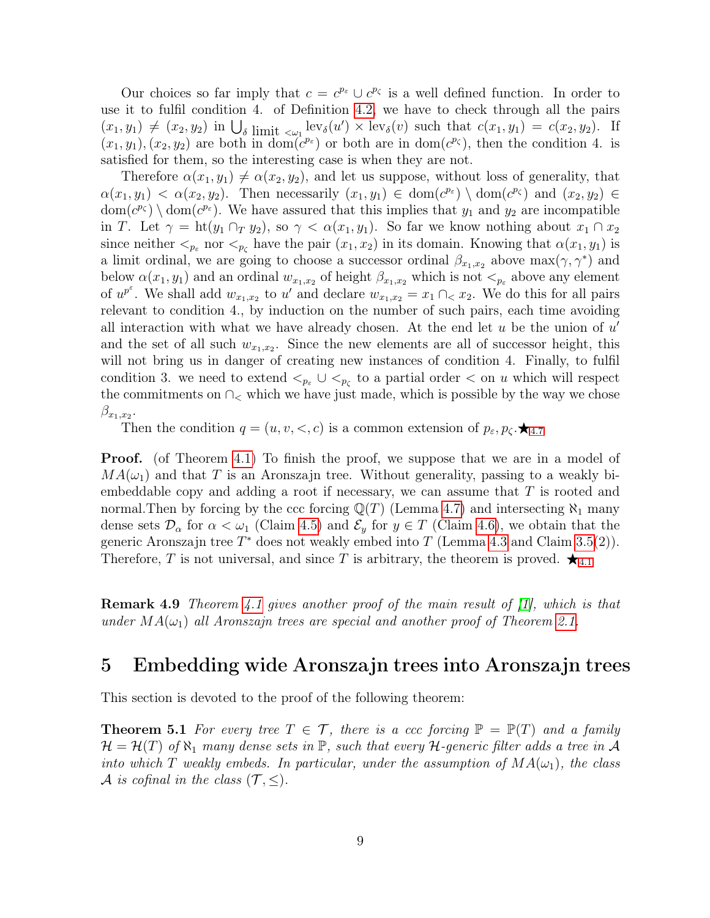Our choices so far imply that $c = c^{p_\varepsilon} \cup c^{p_\zeta}$ is a well defined function. In order to use it to fulfil condition 4. of Definition 4.2, we have to check through all the pairs $(x_1, y_1) \neq (x_2, y_2)$ in $\bigcup_{\delta \text{ limit } <\omega_1} \mathrm{lev}_\delta(u') \times \mathrm{lev}_\delta(v)$ such that $c(x_1, y_1) = c(x_2, y_2)$. If $(x_1, y_1), (x_2, y_2)$ are both in $\mathrm{dom}(c^{p_\varepsilon})$ or both are in $\mathrm{dom}(c^{p_\zeta})$, then the condition 4. is satisfied for them, so the interesting case is when they are not.

Therefore $\alpha(x_1, y_1) \neq \alpha(x_2, y_2)$, and let us suppose, without loss of generality, that $\alpha(x_1, y_1) < \alpha(x_2, y_2)$. Then necessarily $(x_1, y_1) \in \mathrm{dom}(c^{p_\varepsilon}) \setminus \mathrm{dom}(c^{p_\zeta})$ and $(x_2, y_2) \in \mathrm{dom}(c^{p_\zeta}) \setminus \mathrm{dom}(c^{p_\varepsilon})$. We have assured that this implies that $y_1$ and $y_2$ are incompatible in $T$. Let $\gamma = \mathrm{ht}(y_1 \cap_T y_2)$, so $\gamma < \alpha(x_1, y_1)$. So far we know nothing about $x_1 \cap x_2$ since neither $<_{p_\varepsilon}$ nor $<_{p_\zeta}$ have the pair $(x_1, x_2)$ in its domain. Knowing that $\alpha(x_1, y_1)$ is a limit ordinal, we are going to choose a successor ordinal $\beta_{x_1,x_2}$ above $\max(\gamma, \gamma^*)$ and below $\alpha(x_1, y_1)$ and an ordinal $w_{x_1,x_2}$ of height $\beta_{x_1,x_2}$ which is not $<_{p_\varepsilon}$ above any element of $u^{p^\varepsilon}$. We shall add $w_{x_1,x_2}$ to $u'$ and declare $w_{x_1,x_2} = x_1 \cap_< x_2$. We do this for all pairs relevant to condition 4., by induction on the number of such pairs, each time avoiding all interaction with what we have already chosen. At the end let $u$ be the union of $u'$ and the set of all such $w_{x_1,x_2}$. Since the new elements are all of successor height, this will not bring us in danger of creating new instances of condition 4. Finally, to fulfil condition 3. we need to extend $<_{p_\varepsilon} \cup <_{p_\zeta}$ to a partial order $<$ on $u$ which will respect the commitments on $\cap_<$ which we have just made, which is possible by the way we chose $\beta_{x_1,x_2}$.

Then the condition $q = (u, v, <, c)$ is a common extension of $p_\varepsilon, p_\zeta$. $\bigstar_{4.7}$

**Proof.** (of Theorem 4.1) To finish the proof, we suppose that we are in a model of $MA(\omega_1)$ and that $T$ is an Aronszajn tree. Without generality, passing to a weakly bi-embeddable copy and adding a root if necessary, we can assume that $T$ is rooted and normal.Then by forcing by the ccc forcing $\mathbb{Q}(T)$ (Lemma 4.7) and intersecting $\aleph_1$ many dense sets $\mathcal{D}_\alpha$ for $\alpha < \omega_1$ (Claim 4.5) and $\mathcal{E}_y$ for $y \in T$ (Claim 4.6), we obtain that the generic Aronszajn tree $T^*$ does not weakly embed into $T$ (Lemma 4.3 and Claim 3.5(2)). Therefore, $T$ is not universal, and since $T$ is arbitrary, the theorem is proved. $\bigstar_{4.1}$

**Remark 4.9** *Theorem 4.1 gives another proof of the main result of [1], which is that under $MA(\omega_1)$ all Aronszajn trees are special and another proof of Theorem 2.1.*

# 5 Embedding wide Aronszajn trees into Aronszajn trees

This section is devoted to the proof of the following theorem:

**Theorem 5.1** *For every tree $T \in \mathcal{T}$, there is a ccc forcing $\mathbb{P} = \mathbb{P}(T)$ and a family $\mathcal{H} = \mathcal{H}(T)$ of $\aleph_1$ many dense sets in $\mathbb{P}$, such that every $\mathcal{H}$-generic filter adds a tree in $\mathcal{A}$ into which $T$ weakly embeds. In particular, under the assumption of $MA(\omega_1)$, the class $\mathcal{A}$ is cofinal in the class $(\mathcal{T}, \leq)$.*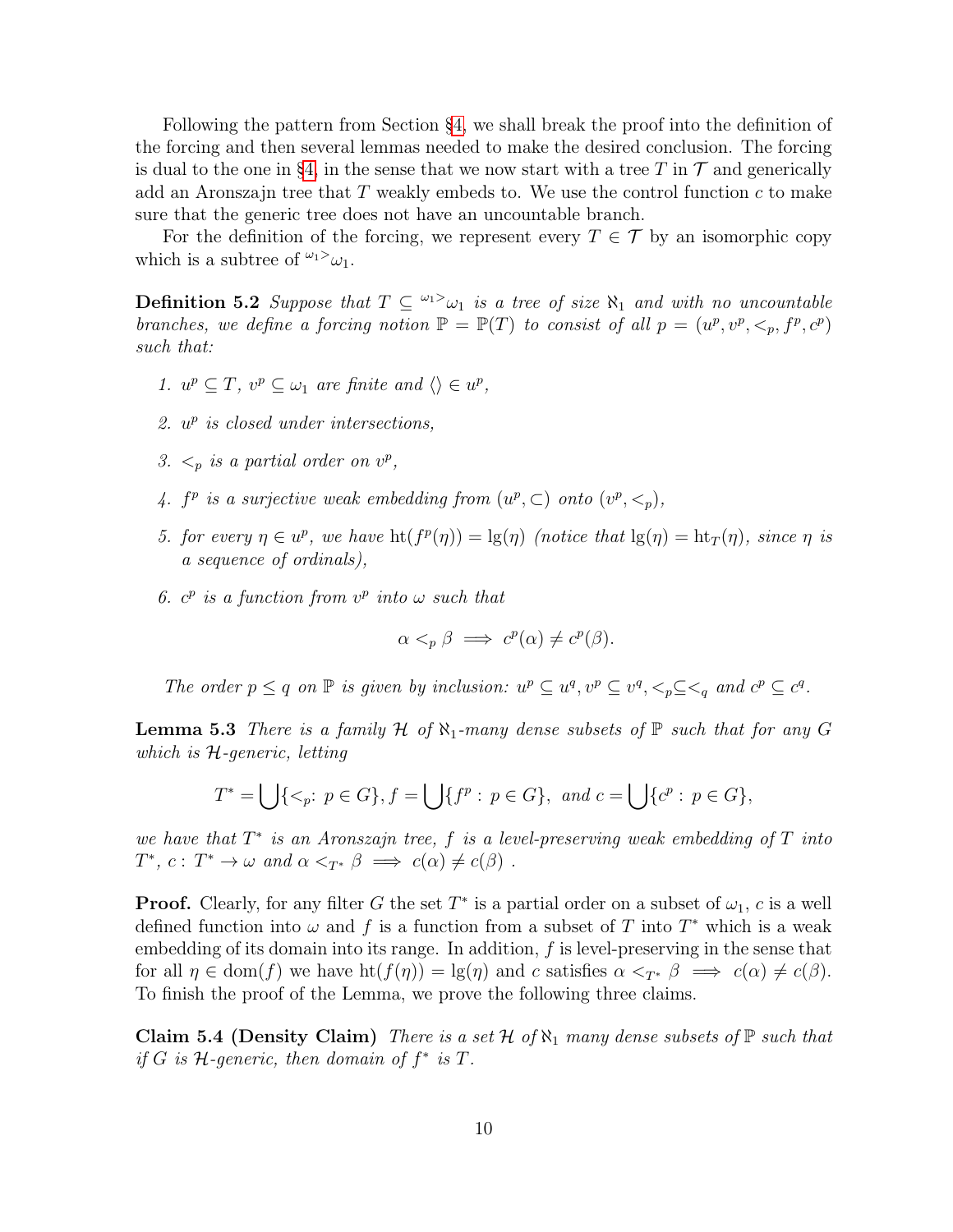Following the pattern from Section §4, we shall break the proof into the definition of the forcing and then several lemmas needed to make the desired conclusion. The forcing is dual to the one in §4, in the sense that we now start with a tree $T$ in $\mathcal{T}$ and generically add an Aronszajn tree that $T$ weakly embeds to. We use the control function $c$ to make sure that the generic tree does not have an uncountable branch.

For the definition of the forcing, we represent every $T \in \mathcal{T}$ by an isomorphic copy which is a subtree of ${}^{\omega_1 >}\omega_1$.

**Definition 5.2** *Suppose that $T \subseteq {}^{\omega_1 >}\omega_1$ is a tree of size $\aleph_1$ and with no uncountable branches, we define a forcing notion $\mathbb{P} = \mathbb{P}(T)$ to consist of all $p = (u^p, v^p, <_p, f^p, c^p)$ such that:*

1. *$u^p \subseteq T$, $v^p \subseteq \omega_1$ are finite and $\langle\rangle \in u^p$,*
2. *$u^p$ is closed under intersections,*
3. *$<_p$ is a partial order on $v^p$,*
4. *$f^p$ is a surjective weak embedding from $(u^p, \subset)$ onto $(v^p, <_p)$,*
5. *for every $\eta \in u^p$, we have $\mathrm{ht}(f^p(\eta)) = \lg(\eta)$ (notice that $\lg(\eta) = \mathrm{ht}_T(\eta)$, since $\eta$ is a sequence of ordinals),*
6. *$c^p$ is a function from $v^p$ into $\omega$ such that*
$$\alpha <_p \beta \implies c^p(\alpha) \neq c^p(\beta).$$

*The order $p \leq q$ on $\mathbb{P}$ is given by inclusion: $u^p \subseteq u^q, v^p \subseteq v^q, <_p \subseteq <_q$ and $c^p \subseteq c^q$.*

**Lemma 5.3** *There is a family $\mathcal{H}$ of $\aleph_1$-many dense subsets of $\mathbb{P}$ such that for any $G$ which is $\mathcal{H}$-generic, letting*

$$T^* = \bigcup\{<_p : p \in G\}, f = \bigcup\{f^p : p \in G\}, \text{ and } c = \bigcup\{c^p : p \in G\},$$

*we have that $T^*$ is an Aronszajn tree, $f$ is a level-preserving weak embedding of $T$ into $T^*$, $c : T^* \to \omega$ and $\alpha <_{T^*} \beta \implies c(\alpha) \neq c(\beta)$ .*

**Proof.** Clearly, for any filter $G$ the set $T^*$ is a partial order on a subset of $\omega_1$, $c$ is a well defined function into $\omega$ and $f$ is a function from a subset of $T$ into $T^*$ which is a weak embedding of its domain into its range. In addition, $f$ is level-preserving in the sense that for all $\eta \in \mathrm{dom}(f)$ we have $\mathrm{ht}(f(\eta)) = \lg(\eta)$ and $c$ satisfies $\alpha <_{T^*} \beta \implies c(\alpha) \neq c(\beta)$. To finish the proof of the Lemma, we prove the following three claims.

**Claim 5.4 (Density Claim)** *There is a set $\mathcal{H}$ of $\aleph_1$ many dense subsets of $\mathbb{P}$ such that if $G$ is $\mathcal{H}$-generic, then domain of $f^*$ is $T$.*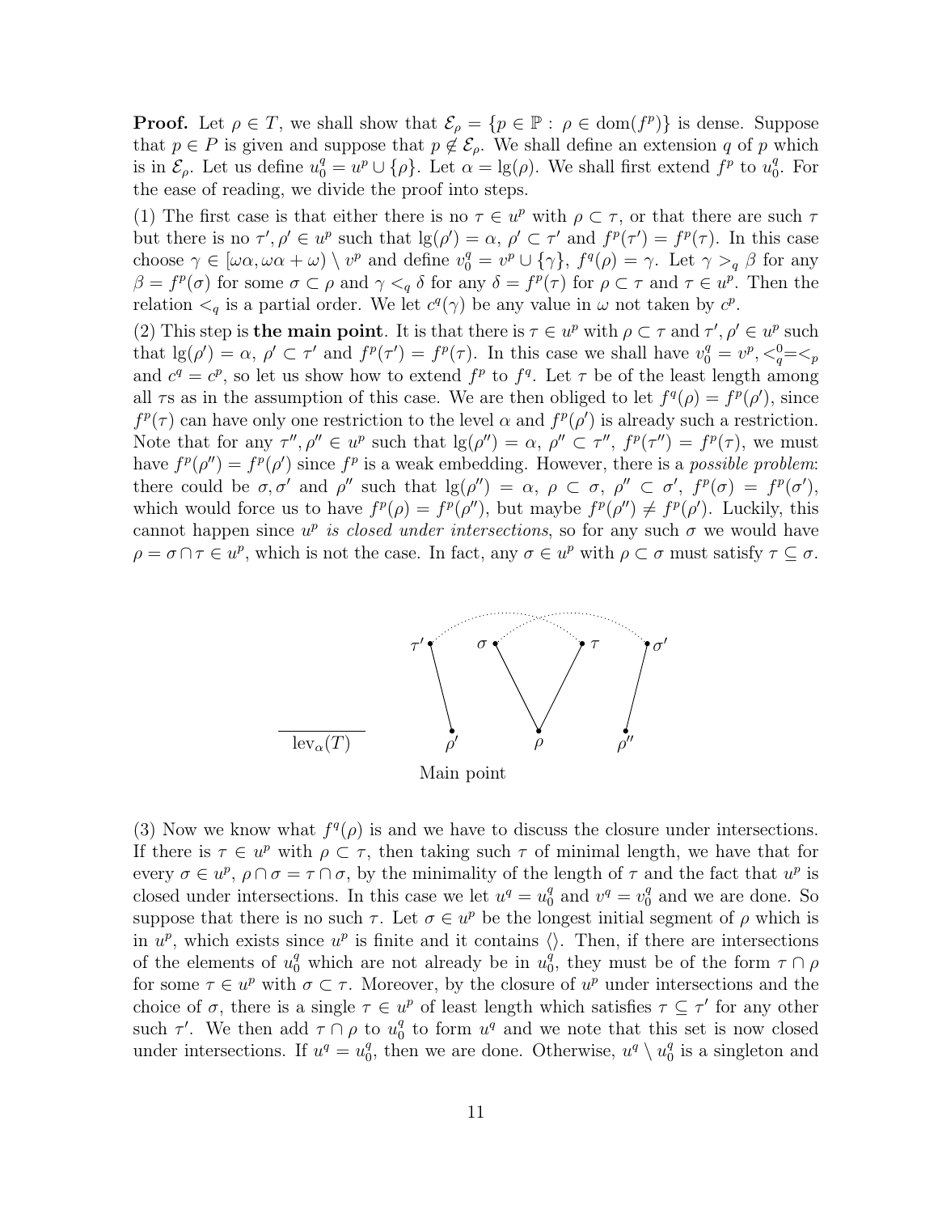**Proof.** Let $\rho \in T$, we shall show that $\mathcal{E}_\rho = \{p \in \mathbb{P} : \rho \in \mathrm{dom}(f^p)\}$ is dense. Suppose that $p \in P$ is given and suppose that $p \notin \mathcal{E}_\rho$. We shall define an extension $q$ of $p$ which is in $\mathcal{E}_\rho$. Let us define $u_0^q = u^p \cup \{\rho\}$. Let $\alpha = \lg(\rho)$. We shall first extend $f^p$ to $u_0^q$. For the ease of reading, we divide the proof into steps.

(1) The first case is that either there is no $\tau \in u^p$ with $\rho \subset \tau$, or that there are such $\tau$ but there is no $\tau', \rho' \in u^p$ such that $\lg(\rho') = \alpha$, $\rho' \subset \tau'$ and $f^p(\tau') = f^p(\tau)$. In this case choose $\gamma \in [\omega\alpha, \omega\alpha + \omega) \setminus v^p$ and define $v_0^q = v^p \cup \{\gamma\}$, $f^q(\rho) = \gamma$. Let $\gamma >_q \beta$ for any $\beta = f^p(\sigma)$ for some $\sigma \subset \rho$ and $\gamma <_q \delta$ for any $\delta = f^p(\tau)$ for $\rho \subset \tau$ and $\tau \in u^p$. Then the relation $<_q$ is a partial order. We let $c^q(\gamma)$ be any value in $\omega$ not taken by $c^p$.

(2) This step is **the main point**. It is that there is $\tau \in u^p$ with $\rho \subset \tau$ and $\tau', \rho' \in u^p$ such that $\lg(\rho') = \alpha$, $\rho' \subset \tau'$ and $f^p(\tau') = f^p(\tau)$. In this case we shall have $v_0^q = v^p, <_q^0 = <_p$ and $c^q = c^p$, so let us show how to extend $f^p$ to $f^q$. Let $\tau$ be of the least length among all $\tau$s as in the assumption of this case. We are then obliged to let $f^q(\rho) = f^p(\rho')$, since $f^p(\tau)$ can have only one restriction to the level $\alpha$ and $f^p(\rho')$ is already such a restriction. Note that for any $\tau'', \rho'' \in u^p$ such that $\lg(\rho'') = \alpha$, $\rho'' \subset \tau''$, $f^p(\tau'') = f^p(\tau)$, we must have $f^p(\rho'') = f^p(\rho')$ since $f^p$ is a weak embedding. However, there is a *possible problem*: there could be $\sigma, \sigma'$ and $\rho''$ such that $\lg(\rho'') = \alpha$, $\rho \subset \sigma$, $\rho'' \subset \sigma'$, $f^p(\sigma) = f^p(\sigma')$, which would force us to have $f^p(\rho) = f^p(\rho'')$, but maybe $f^p(\rho'') \neq f^p(\rho')$. Luckily, this cannot happen since $u^p$ *is closed under intersections*, so for any such $\sigma$ we would have $\rho = \sigma \cap \tau \in u^p$, which is not the case. In fact, any $\sigma \in u^p$ with $\rho \subset \sigma$ must satisfy $\tau \subseteq \sigma$.

Main point

(3) Now we know what $f^q(\rho)$ is and we have to discuss the closure under intersections. If there is $\tau \in u^p$ with $\rho \subset \tau$, then taking such $\tau$ of minimal length, we have that for every $\sigma \in u^p$, $\rho \cap \sigma = \tau \cap \sigma$, by the minimality of the length of $\tau$ and the fact that $u^p$ is closed under intersections. In this case we let $u^q = u_0^q$ and $v^q = v_0^q$ and we are done. So suppose that there is no such $\tau$. Let $\sigma \in u^p$ be the longest initial segment of $\rho$ which is in $u^p$, which exists since $u^p$ is finite and it contains $\langle\rangle$. Then, if there are intersections of the elements of $u_0^q$ which are not already be in $u_0^q$, they must be of the form $\tau \cap \rho$ for some $\tau \in u^p$ with $\sigma \subset \tau$. Moreover, by the closure of $u^p$ under intersections and the choice of $\sigma$, there is a single $\tau \in u^p$ of least length which satisfies $\tau \subseteq \tau'$ for any other such $\tau'$. We then add $\tau \cap \rho$ to $u_0^q$ to form $u^q$ and we note that this set is now closed under intersections. If $u^q = u_0^q$, then we are done. Otherwise, $u^q \setminus u_0^q$ is a singleton and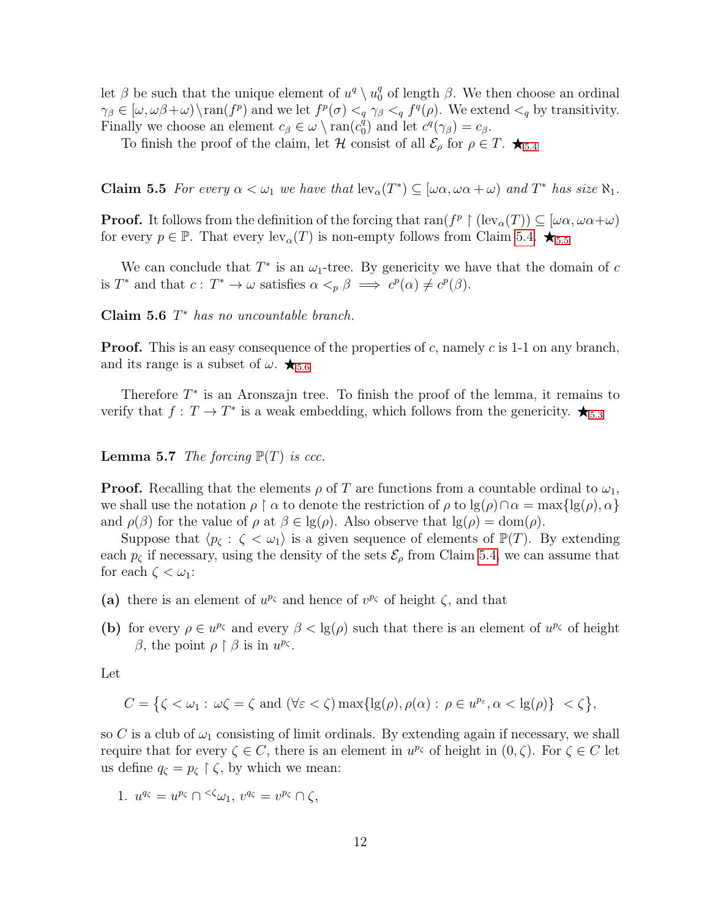let $\beta$ be such that the unique element of $u^q \setminus u_0^q$ of length $\beta$. We then choose an ordinal $\gamma_\beta \in [\omega, \omega\beta+\omega) \setminus \mathrm{ran}(f^p)$ and we let $f^p(\sigma) <_q \gamma_\beta <_q f^q(\rho)$. We extend $<_q$ by transitivity. Finally we choose an element $c_\beta \in \omega \setminus \mathrm{ran}(c_0^q)$ and let $c^q(\gamma_\beta) = c_\beta$.

To finish the proof of the claim, let $\mathcal{H}$ consist of all $\mathcal{E}_\rho$ for $\rho \in T$. $\bigstar_{5.4}$

**Claim 5.5** *For every $\alpha < \omega_1$ we have that $\mathrm{lev}_\alpha(T^*) \subseteq [\omega\alpha, \omega\alpha + \omega)$ and $T^*$ has size $\aleph_1$.*

**Proof.** It follows from the definition of the forcing that $\mathrm{ran}(f^p \restriction (\mathrm{lev}_\alpha(T)) \subseteq [\omega\alpha, \omega\alpha+\omega)$ for every $p \in \mathbb{P}$. That every $\mathrm{lev}_\alpha(T)$ is non-empty follows from Claim 5.4. $\bigstar_{5.5}$

We can conclude that $T^*$ is an $\omega_1$-tree. By genericity we have that the domain of $c$ is $T^*$ and that $c : T^* \to \omega$ satisfies $\alpha <_p \beta \implies c^p(\alpha) \neq c^p(\beta)$.

**Claim 5.6** *$T^*$ has no uncountable branch.*

**Proof.** This is an easy consequence of the properties of $c$, namely $c$ is 1-1 on any branch, and its range is a subset of $\omega$. $\bigstar_{5.6}$

Therefore $T^*$ is an Aronszajn tree. To finish the proof of the lemma, it remains to verify that $f : T \to T^*$ is a weak embedding, which follows from the genericity. $\bigstar_{5.3}$

**Lemma 5.7** *The forcing $\mathbb{P}(T)$ is ccc.*

**Proof.** Recalling that the elements $\rho$ of $T$ are functions from a countable ordinal to $\omega_1$, we shall use the notation $\rho \restriction \alpha$ to denote the restriction of $\rho$ to $\mathrm{lg}(\rho) \cap \alpha = \max\{\mathrm{lg}(\rho), \alpha\}$ and $\rho(\beta)$ for the value of $\rho$ at $\beta \in \mathrm{lg}(\rho)$. Also observe that $\mathrm{lg}(\rho) = \mathrm{dom}(\rho)$.

Suppose that $\langle p_\zeta : \zeta < \omega_1 \rangle$ is a given sequence of elements of $\mathbb{P}(T)$. By extending each $p_\zeta$ if necessary, using the density of the sets $\mathcal{E}_\rho$ from Claim 5.4, we can assume that for each $\zeta < \omega_1$:

**(a)** there is an element of $u^{p_\zeta}$ and hence of $v^{p_\zeta}$ of height $\zeta$, and that

**(b)** for every $\rho \in u^{p_\zeta}$ and every $\beta < \mathrm{lg}(\rho)$ such that there is an element of $u^{p_\zeta}$ of height $\beta$, the point $\rho \restriction \beta$ is in $u^{p_\zeta}$.

Let

$$C = \{\zeta < \omega_1 : \omega\zeta = \zeta \text{ and } (\forall \varepsilon < \zeta) \max\{\mathrm{lg}(\rho), \rho(\alpha) : \rho \in u^{p_\varepsilon}, \alpha < \mathrm{lg}(\rho)\} < \zeta\},$$

so $C$ is a club of $\omega_1$ consisting of limit ordinals. By extending again if necessary, we shall require that for every $\zeta \in C$, there is an element in $u^{p_\zeta}$ of height in $(0, \zeta)$. For $\zeta \in C$ let us define $q_\zeta = p_\zeta \restriction \zeta$, by which we mean:

1. $u^{q_\zeta} = u^{p_\zeta} \cap {}^{<\zeta}\omega_1$, $v^{q_\zeta} = v^{p_\zeta} \cap \zeta$,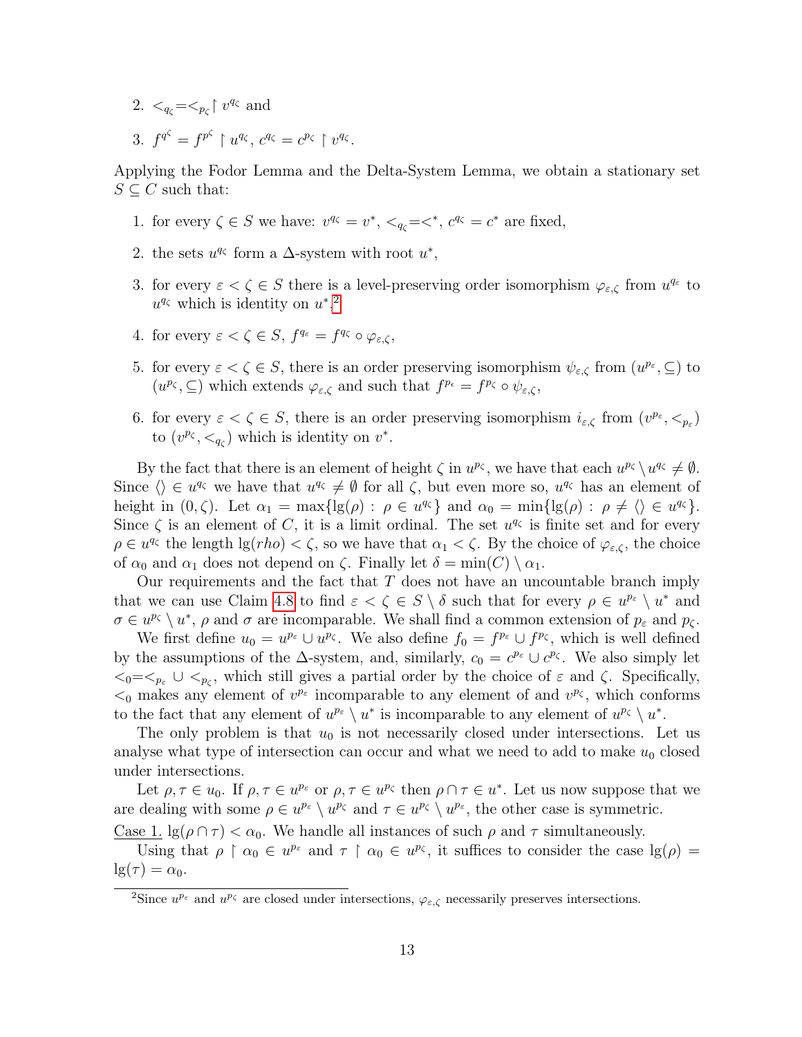2. $<_{q_\zeta} = <_{p_\zeta} \restriction v^{q_\zeta}$ and

3. $f^{q^\zeta} = f^{p^\zeta} \restriction u^{q_\zeta}$, $c^{q_\zeta} = c^{p_\zeta} \restriction v^{q_\zeta}$.

Applying the Fodor Lemma and the Delta-System Lemma, we obtain a stationary set $S \subseteq C$ such that:

1. for every $\zeta \in S$ we have: $v^{q_\zeta} = v^*$, $<_{q_\zeta} = <^*$, $c^{q_\zeta} = c^*$ are fixed,

2. the sets $u^{q_\zeta}$ form a $\Delta$-system with root $u^*$,

3. for every $\varepsilon < \zeta \in S$ there is a level-preserving order isomorphism $\varphi_{\varepsilon,\zeta}$ from $u^{q_\varepsilon}$ to $u^{q_\zeta}$ which is identity on $u^*$.[2]

4. for every $\varepsilon < \zeta \in S$, $f^{q_\varepsilon} = f^{q_\zeta} \circ \varphi_{\varepsilon,\zeta}$,

5. for every $\varepsilon < \zeta \in S$, there is an order preserving isomorphism $\psi_{\varepsilon,\zeta}$ from $(u^{p_\varepsilon}, \subseteq)$ to $(u^{p_\zeta}, \subseteq)$ which extends $\varphi_{\varepsilon,\zeta}$ and such that $f^{p_\epsilon} = f^{p_\zeta} \circ \psi_{\varepsilon,\zeta}$,

6. for every $\varepsilon < \zeta \in S$, there is an order preserving isomorphism $i_{\varepsilon,\zeta}$ from $(v^{p_\varepsilon}, <_{p_\varepsilon})$ to $(v^{p_\zeta}, <_{q_\zeta})$ which is identity on $v^*$.

By the fact that there is an element of height $\zeta$ in $u^{p_\zeta}$, we have that each $u^{p_\zeta} \setminus u^{q_\zeta} \neq \emptyset$. Since $\langle\rangle \in u^{q_\zeta}$ we have that $u^{q_\zeta} \neq \emptyset$ for all $\zeta$, but even more so, $u^{q_\zeta}$ has an element of height in $(0, \zeta)$. Let $\alpha_1 = \max\{\lg(\rho) : \rho \in u^{q_\zeta}\}$ and $\alpha_0 = \min\{\lg(\rho) : \rho \neq \langle\rangle \in u^{q_\zeta}\}$. Since $\zeta$ is an element of $C$, it is a limit ordinal. The set $u^{q_\zeta}$ is finite set and for every $\rho \in u^{q_\zeta}$ the length $\lg(rho) < \zeta$, so we have that $\alpha_1 < \zeta$. By the choice of $\varphi_{\varepsilon,\zeta}$, the choice of $\alpha_0$ and $\alpha_1$ does not depend on $\zeta$. Finally let $\delta = \min(C) \setminus \alpha_1$.

Our requirements and the fact that $T$ does not have an uncountable branch imply that we can use Claim 4.8 to find $\varepsilon < \zeta \in S \setminus \delta$ such that for every $\rho \in u^{p_\varepsilon} \setminus u^*$ and $\sigma \in u^{p_\zeta} \setminus u^*$, $\rho$ and $\sigma$ are incomparable. We shall find a common extension of $p_\varepsilon$ and $p_\zeta$.

We first define $u_0 = u^{p_\varepsilon} \cup u^{p_\zeta}$. We also define $f_0 = f^{p_\varepsilon} \cup f^{p_\zeta}$, which is well defined by the assumptions of the $\Delta$-system, and, similarly, $c_0 = c^{p_\varepsilon} \cup c^{p_\zeta}$. We also simply let $<_0 = <_{p_\varepsilon} \cup <_{p_\zeta}$, which still gives a partial order by the choice of $\varepsilon$ and $\zeta$. Specifically, $<_0$ makes any element of $v^{p_\varepsilon}$ incomparable to any element of and $v^{p_\zeta}$, which conforms to the fact that any element of $u^{p_\varepsilon} \setminus u^*$ is incomparable to any element of $u^{p_\zeta} \setminus u^*$.

The only problem is that $u_0$ is not necessarily closed under intersections. Let us analyse what type of intersection can occur and what we need to add to make $u_0$ closed under intersections.

Let $\rho, \tau \in u_0$. If $\rho, \tau \in u^{p_\varepsilon}$ or $\rho, \tau \in u^{p_\zeta}$ then $\rho \cap \tau \in u^*$. Let us now suppose that we are dealing with some $\rho \in u^{p_\varepsilon} \setminus u^{p_\zeta}$ and $\tau \in u^{p_\zeta} \setminus u^{p_\varepsilon}$, the other case is symmetric.

<u>Case 1.</u> $\lg(\rho \cap \tau) < \alpha_0$. We handle all instances of such $\rho$ and $\tau$ simultaneously.

Using that $\rho \restriction \alpha_0 \in u^{p_\varepsilon}$ and $\tau \restriction \alpha_0 \in u^{p_\zeta}$, it suffices to consider the case $\lg(\rho) = \lg(\tau) = \alpha_0$.

[2] Since $u^{p_\varepsilon}$ and $u^{p_\zeta}$ are closed under intersections, $\varphi_{\varepsilon,\zeta}$ necessarily preserves intersections.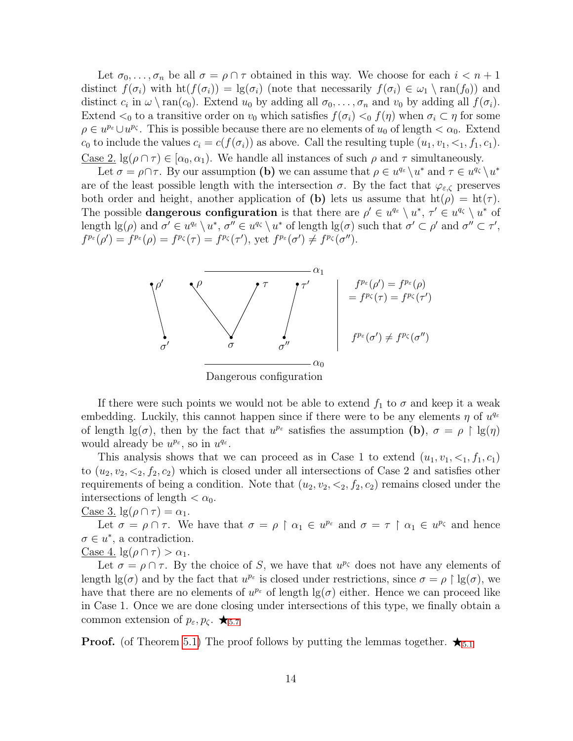Let $\sigma_0, \ldots, \sigma_n$ be all $\sigma = \rho \cap \tau$ obtained in this way. We choose for each $i < n+1$ distinct $f(\sigma_i)$ with $\mathrm{ht}(f(\sigma_i)) = \lg(\sigma_i)$ (note that necessarily $f(\sigma_i) \in \omega_1 \setminus \mathrm{ran}(f_0)$) and distinct $c_i$ in $\omega \setminus \mathrm{ran}(c_0)$. Extend $u_0$ by adding all $\sigma_0, \ldots, \sigma_n$ and $v_0$ by adding all $f(\sigma_i)$. Extend $<_0$ to a transitive order on $v_0$ which satisfies $f(\sigma_i) <_0 f(\eta)$ when $\sigma_i \subset \eta$ for some $\rho \in u^{p_\varepsilon} \cup u^{p_\zeta}$. This is possible because there are no elements of $u_0$ of length $< \alpha_0$. Extend $c_0$ to include the values $c_i = c(f(\sigma_i))$ as above. Call the resulting tuple $(u_1, v_1, <_1, f_1, c_1)$.

Case 2. $\lg(\rho \cap \tau) \in [\alpha_0, \alpha_1)$. We handle all instances of such $\rho$ and $\tau$ simultaneously.

Let $\sigma = \rho \cap \tau$. By our assumption **(b)** we can assume that $\rho \in u^{q_\varepsilon} \setminus u^*$ and $\tau \in u^{q_\zeta} \setminus u^*$ are of the least possible length with the intersection $\sigma$. By the fact that $\varphi_{\varepsilon,\zeta}$ preserves both order and height, another application of **(b)** lets us assume that $\mathrm{ht}(\rho) = \mathrm{ht}(\tau)$. The possible **dangerous configuration** is that there are $\rho' \in u^{q_\varepsilon} \setminus u^*$, $\tau' \in u^{q_\zeta} \setminus u^*$ of length $\lg(\rho)$ and $\sigma' \in u^{q_\varepsilon} \setminus u^*$, $\sigma'' \in u^{q_\zeta} \setminus u^*$ of length $\lg(\sigma)$ such that $\sigma' \subset \rho'$ and $\sigma'' \subset \tau'$, $f^{p_\varepsilon}(\rho') = f^{p_\varepsilon}(\rho) = f^{p_\zeta}(\tau) = f^{p_\zeta}(\tau')$, yet $f^{p_\varepsilon}(\sigma') \neq f^{p_\zeta}(\sigma'')$.

$f^{p_\varepsilon}(\rho') = f^{p_\varepsilon}(\rho) = f^{p_\zeta}(\tau) = f^{p_\zeta}(\tau')$

$f^{p_\varepsilon}(\sigma') \neq f^{p_\zeta}(\sigma'')$

Dangerous configuration

If there were such points we would not be able to extend $f_1$ to $\sigma$ and keep it a weak embedding. Luckily, this cannot happen since if there were to be any elements $\eta$ of $u^{q_\varepsilon}$ of length $\lg(\sigma)$, then by the fact that $u^{p_\varepsilon}$ satisfies the assumption **(b)**, $\sigma = \rho \restriction \lg(\eta)$ would already be $u^{p_\varepsilon}$, so in $u^{q_\varepsilon}$.

This analysis shows that we can proceed as in Case 1 to extend $(u_1, v_1, <_1, f_1, c_1)$ to $(u_2, v_2, <_2, f_2, c_2)$ which is closed under all intersections of Case 2 and satisfies other requirements of being a condition. Note that $(u_2, v_2, <_2, f_2, c_2)$ remains closed under the intersections of length $< \alpha_0$.

Case 3. $\lg(\rho \cap \tau) = \alpha_1$.

Let $\sigma = \rho \cap \tau$. We have that $\sigma = \rho \restriction \alpha_1 \in u^{p_\varepsilon}$ and $\sigma = \tau \restriction \alpha_1 \in u^{p_\zeta}$ and hence $\sigma \in u^*$, a contradiction.

Case 4. $\lg(\rho \cap \tau) > \alpha_1$.

Let $\sigma = \rho \cap \tau$. By the choice of $S$, we have that $u^{p_\zeta}$ does not have any elements of length $\lg(\sigma)$ and by the fact that $u^{p_\varepsilon}$ is closed under restrictions, since $\sigma = \rho \restriction \lg(\sigma)$, we have that there are no elements of $u^{p_\varepsilon}$ of length $\lg(\sigma)$ either. Hence we can proceed like in Case 1. Once we are done closing under intersections of this type, we finally obtain a common extension of $p_\varepsilon, p_\zeta$. $\bigstar_{5.7}$

**Proof.** (of Theorem 5.1) The proof follows by putting the lemmas together. $\bigstar_{5.1}$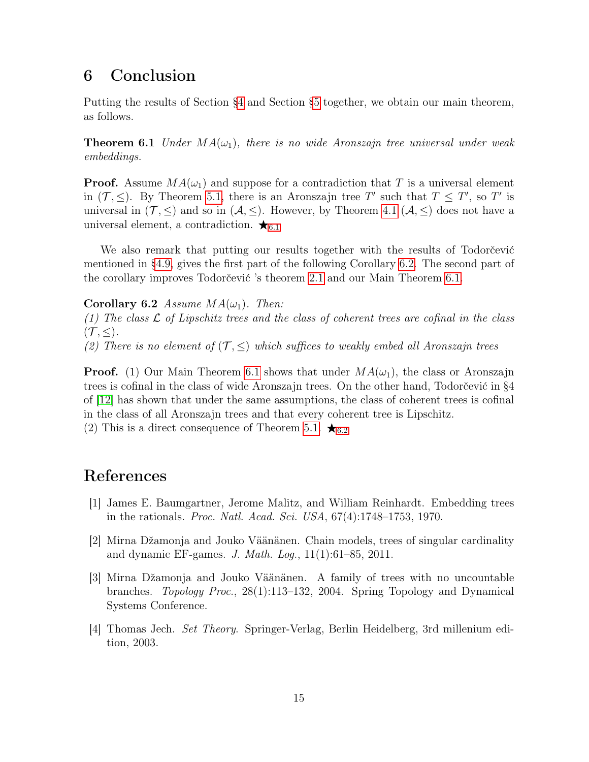## 6 Conclusion

Putting the results of Section §4 and Section §5 together, we obtain our main theorem, as follows.

**Theorem 6.1** *Under $MA(\omega_1)$, there is no wide Aronszajn tree universal under weak embeddings.*

**Proof.** Assume $MA(\omega_1)$ and suppose for a contradiction that $T$ is a universal element in $(\mathcal{T}, \leq)$. By Theorem 5.1, there is an Aronszajn tree $T'$ such that $T \leq T'$, so $T'$ is universal in $(\mathcal{T}, \leq)$ and so in $(\mathcal{A}, \leq)$. However, by Theorem 4.1 $(\mathcal{A}, \leq)$ does not have a universal element, a contradiction. $\bigstar_{6.1}$

We also remark that putting our results together with the results of Todorčević mentioned in §4.9, gives the first part of the following Corollary 6.2. The second part of the corollary improves Todorčević 's theorem 2.1 and our Main Theorem 6.1.

**Corollary 6.2** *Assume $MA(\omega_1)$. Then:*
*(1) The class $\mathcal{L}$ of Lipschitz trees and the class of coherent trees are cofinal in the class $(\mathcal{T}, \leq)$.*
*(2) There is no element of $(\mathcal{T}, \leq)$ which suffices to weakly embed all Aronszajn trees*

**Proof.** (1) Our Main Theorem 6.1 shows that under $MA(\omega_1)$, the class or Aronszajn trees is cofinal in the class of wide Aronszajn trees. On the other hand, Todorčević in §4 of [12] has shown that under the same assumptions, the class of coherent trees is cofinal in the class of all Aronszajn trees and that every coherent tree is Lipschitz.
(2) This is a direct consequence of Theorem 5.1. $\bigstar_{6.2}$

## References

[1] James E. Baumgartner, Jerome Malitz, and William Reinhardt. Embedding trees in the rationals. *Proc. Natl. Acad. Sci. USA*, 67(4):1748–1753, 1970.

[2] Mirna Džamonja and Jouko Väänänen. Chain models, trees of singular cardinality and dynamic EF-games. *J. Math. Log.*, 11(1):61–85, 2011.

[3] Mirna Džamonja and Jouko Väänänen. A family of trees with no uncountable branches. *Topology Proc.*, 28(1):113–132, 2004. Spring Topology and Dynamical Systems Conference.

[4] Thomas Jech. *Set Theory*. Springer-Verlag, Berlin Heidelberg, 3rd millenium edition, 2003.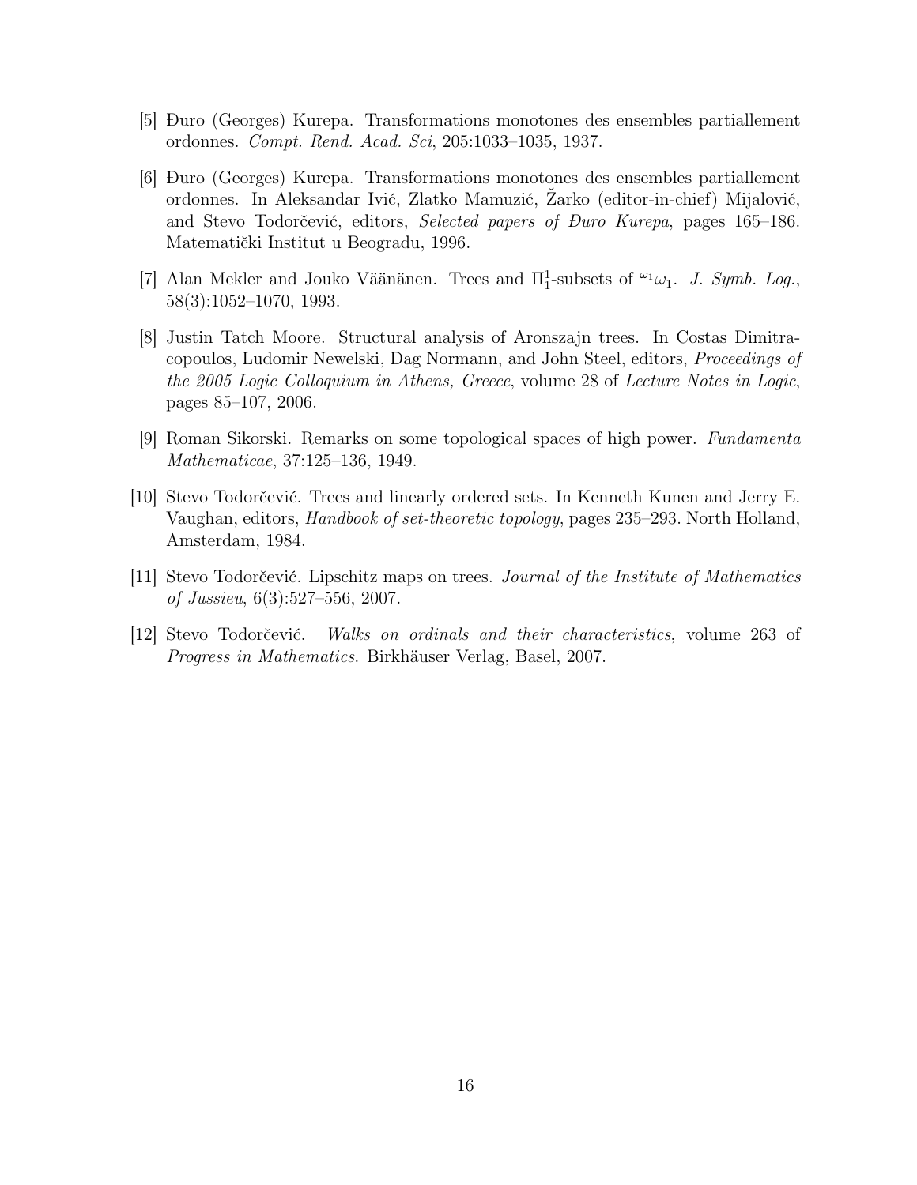[5] Đuro (Georges) Kurepa. Transformations monotones des ensembles partiallement ordonnes. *Compt. Rend. Acad. Sci*, 205:1033–1035, 1937.

[6] Đuro (Georges) Kurepa. Transformations monotones des ensembles partiallement ordonnes. In Aleksandar Ivić, Zlatko Mamuzić, Žarko (editor-in-chief) Mijalović, and Stevo Todorčević, editors, *Selected papers of Đuro Kurepa*, pages 165–186. Matematički Institut u Beogradu, 1996.

[7] Alan Mekler and Jouko Väänänen. Trees and $\Pi^1_1$-subsets of ${}^{\omega_1}\omega_1$. *J. Symb. Log.*, 58(3):1052–1070, 1993.

[8] Justin Tatch Moore. Structural analysis of Aronszajn trees. In Costas Dimitracopoulos, Ludomir Newelski, Dag Normann, and John Steel, editors, *Proceedings of the 2005 Logic Colloquium in Athens, Greece*, volume 28 of *Lecture Notes in Logic*, pages 85–107, 2006.

[9] Roman Sikorski. Remarks on some topological spaces of high power. *Fundamenta Mathematicae*, 37:125–136, 1949.

[10] Stevo Todorčević. Trees and linearly ordered sets. In Kenneth Kunen and Jerry E. Vaughan, editors, *Handbook of set-theoretic topology*, pages 235–293. North Holland, Amsterdam, 1984.

[11] Stevo Todorčević. Lipschitz maps on trees. *Journal of the Institute of Mathematics of Jussieu*, 6(3):527–556, 2007.

[12] Stevo Todorčević. *Walks on ordinals and their characteristics*, volume 263 of *Progress in Mathematics*. Birkhäuser Verlag, Basel, 2007.